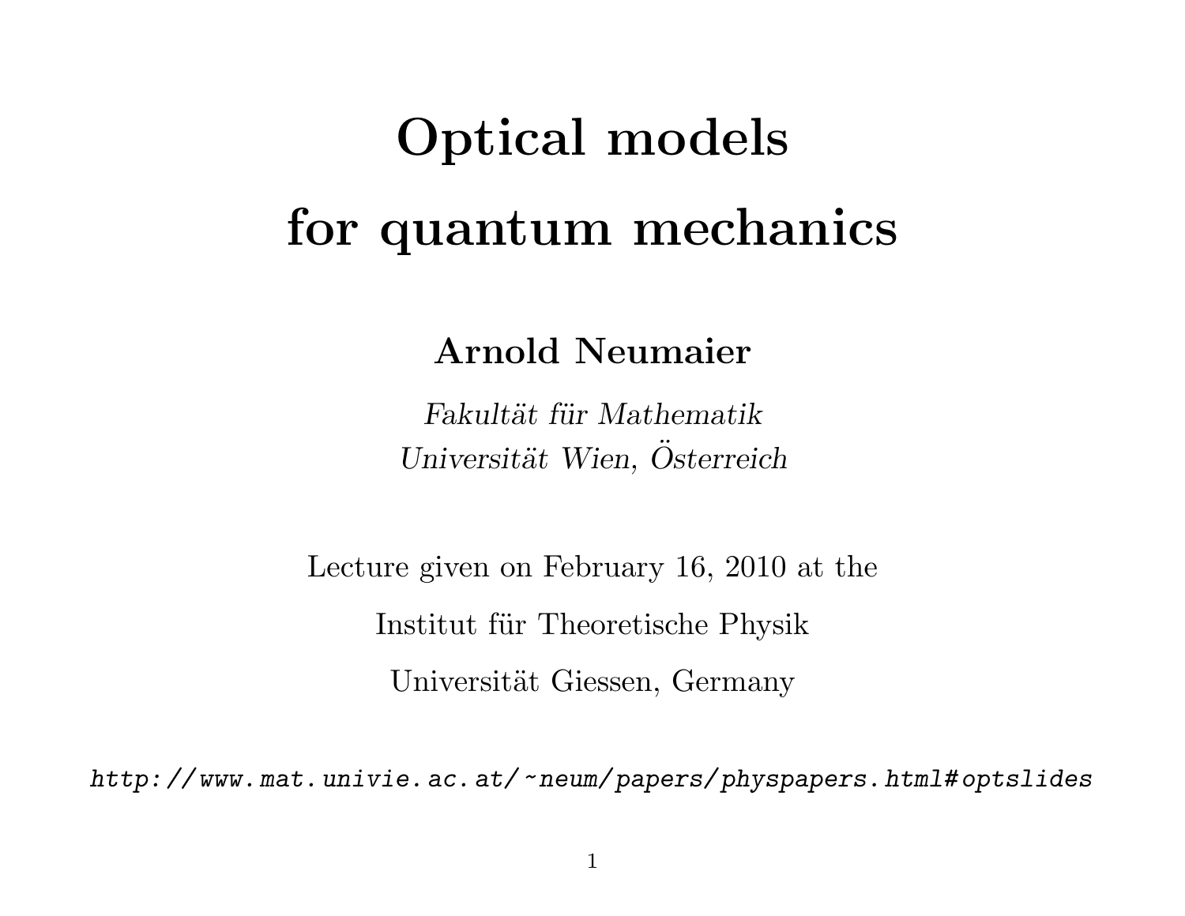# Optical models for quantum mechanics

**Arnold Neumaier**

*Fakultät für Mathematik*
*Universität Wien, Österreich*

Lecture given on February 16, 2010 at the

Institut für Theoretische Physik

Universität Giessen, Germany

*http://www.mat.univie.ac.at/~neum/papers/physpapers.html#optslides*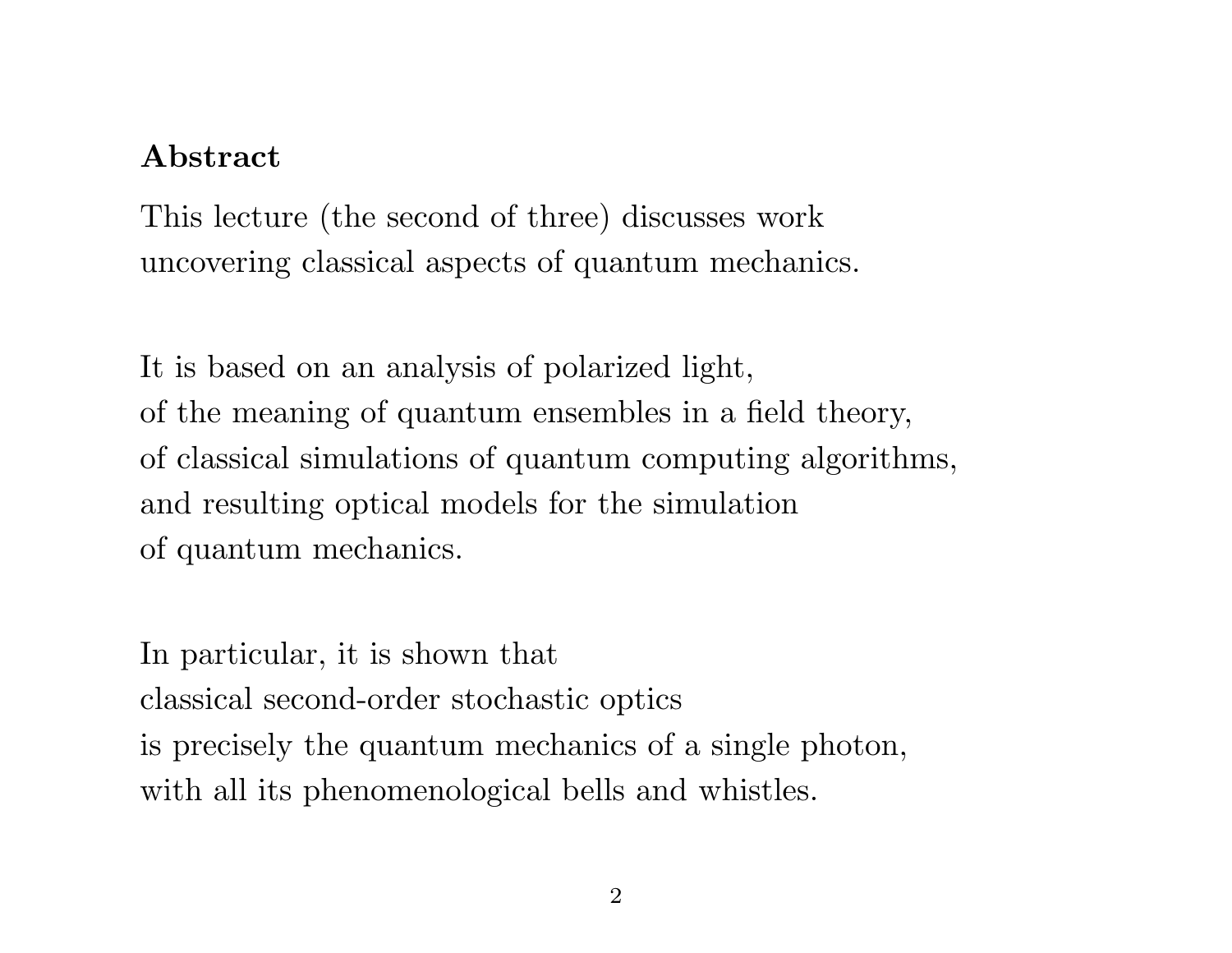## Abstract

This lecture (the second of three) discusses work uncovering classical aspects of quantum mechanics.

It is based on an analysis of polarized light, of the meaning of quantum ensembles in a field theory, of classical simulations of quantum computing algorithms, and resulting optical models for the simulation of quantum mechanics.

In particular, it is shown that classical second-order stochastic optics is precisely the quantum mechanics of a single photon, with all its phenomenological bells and whistles.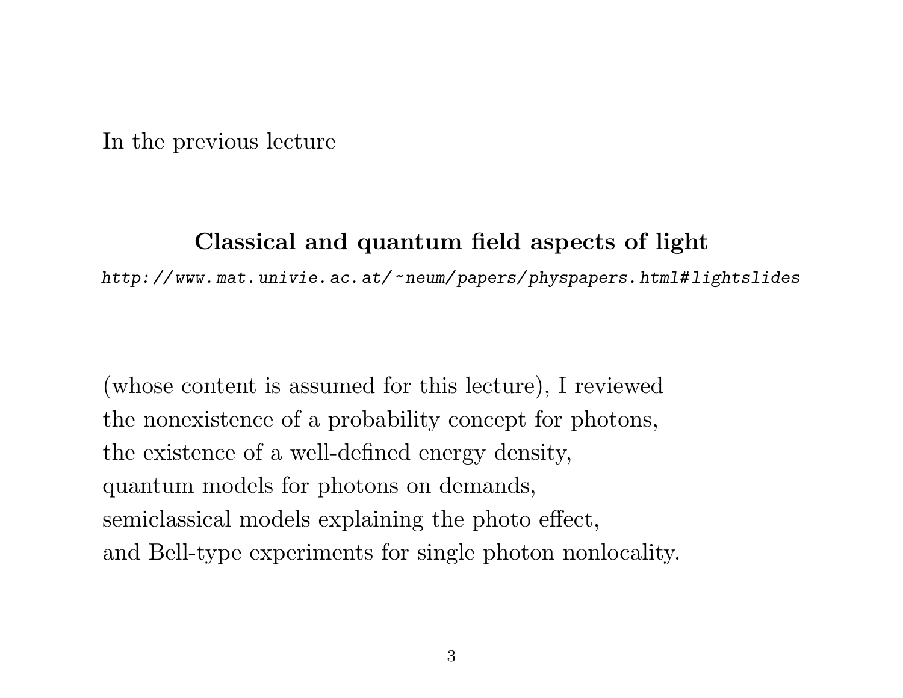In the previous lecture

**Classical and quantum field aspects of light**

*http://www.mat.univie.ac.at/~neum/papers/physpapers.html#lightslides*

(whose content is assumed for this lecture), I reviewed
the nonexistence of a probability concept for photons,
the existence of a well-defined energy density,
quantum models for photons on demands,
semiclassical models explaining the photo effect,
and Bell-type experiments for single photon nonlocality.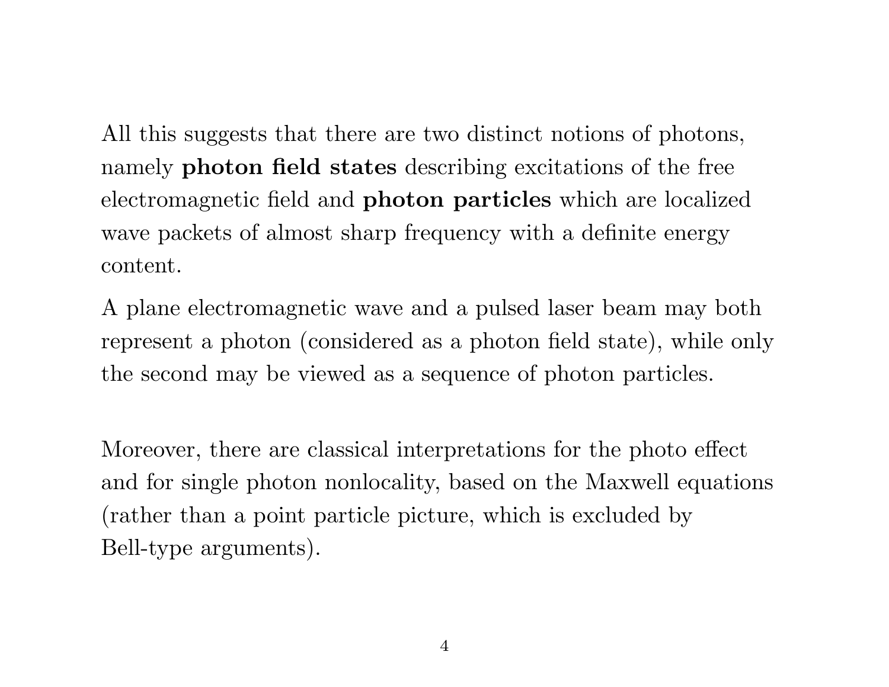All this suggests that there are two distinct notions of photons, namely **photon field states** describing excitations of the free electromagnetic field and **photon particles** which are localized wave packets of almost sharp frequency with a definite energy content.

A plane electromagnetic wave and a pulsed laser beam may both represent a photon (considered as a photon field state), while only the second may be viewed as a sequence of photon particles.

Moreover, there are classical interpretations for the photo effect and for single photon nonlocality, based on the Maxwell equations (rather than a point particle picture, which is excluded by Bell-type arguments).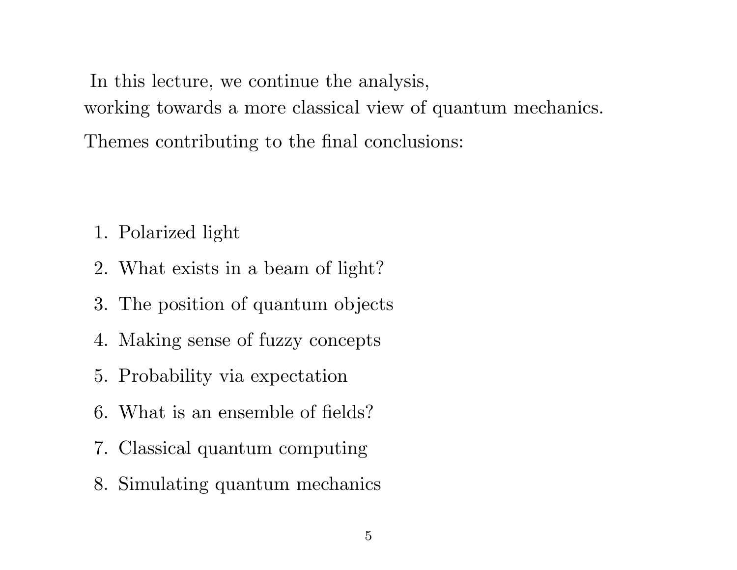In this lecture, we continue the analysis,
working towards a more classical view of quantum mechanics.

Themes contributing to the final conclusions:

1. Polarized light
2. What exists in a beam of light?
3. The position of quantum objects
4. Making sense of fuzzy concepts
5. Probability via expectation
6. What is an ensemble of fields?
7. Classical quantum computing
8. Simulating quantum mechanics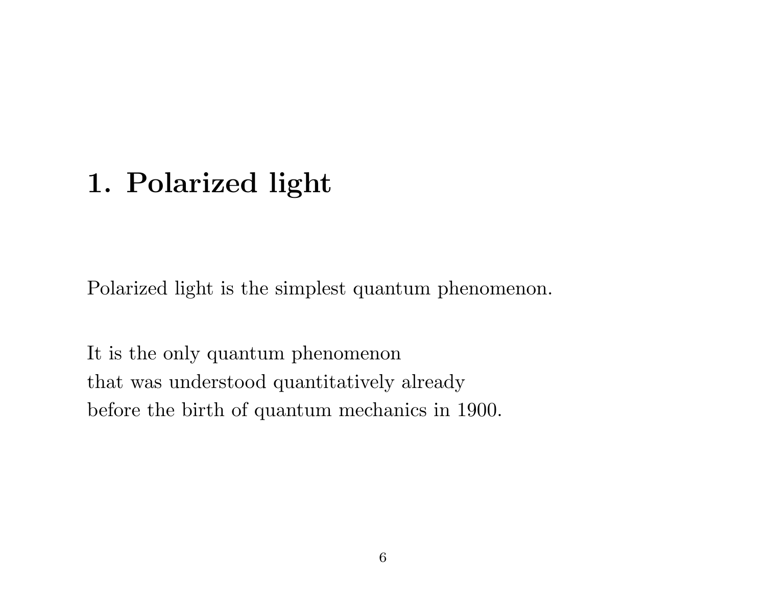# 1. Polarized light

Polarized light is the simplest quantum phenomenon.

It is the only quantum phenomenon
that was understood quantitatively already
before the birth of quantum mechanics in 1900.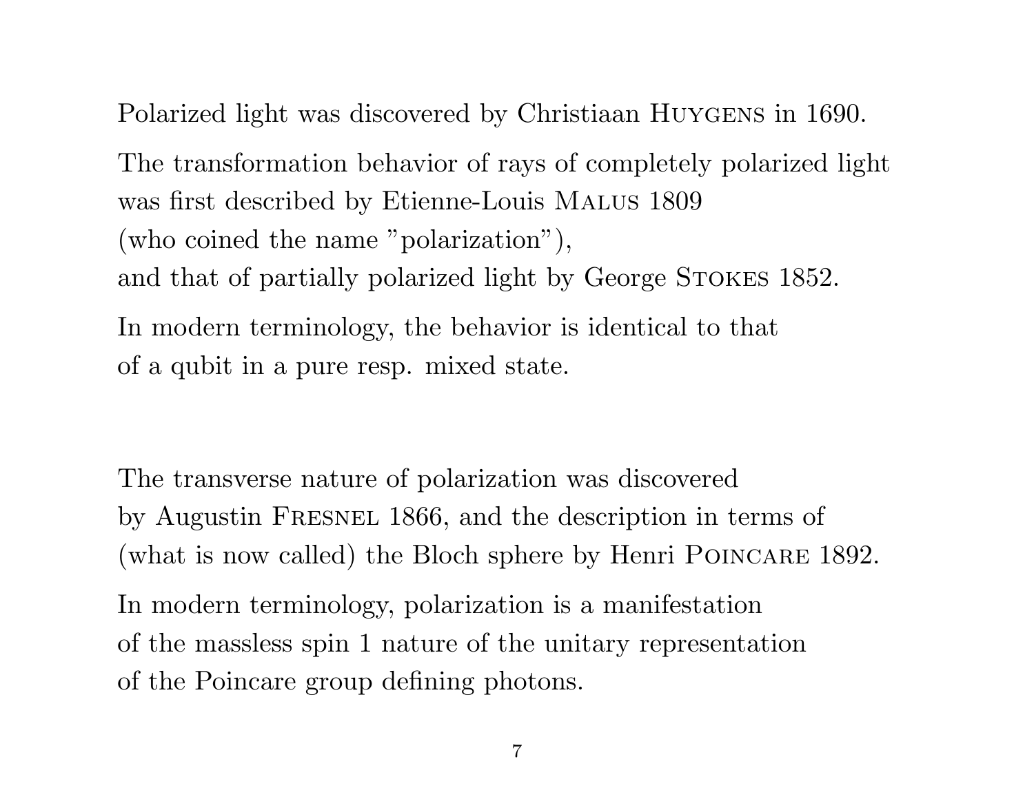Polarized light was discovered by Christiaan Huygens in 1690.

The transformation behavior of rays of completely polarized light was first described by Etienne-Louis Malus 1809 (who coined the name "polarization"), and that of partially polarized light by George Stokes 1852.

In modern terminology, the behavior is identical to that of a qubit in a pure resp. mixed state.

The transverse nature of polarization was discovered by Augustin Fresnel 1866, and the description in terms of (what is now called) the Bloch sphere by Henri Poincare 1892.

In modern terminology, polarization is a manifestation of the massless spin 1 nature of the unitary representation of the Poincare group defining photons.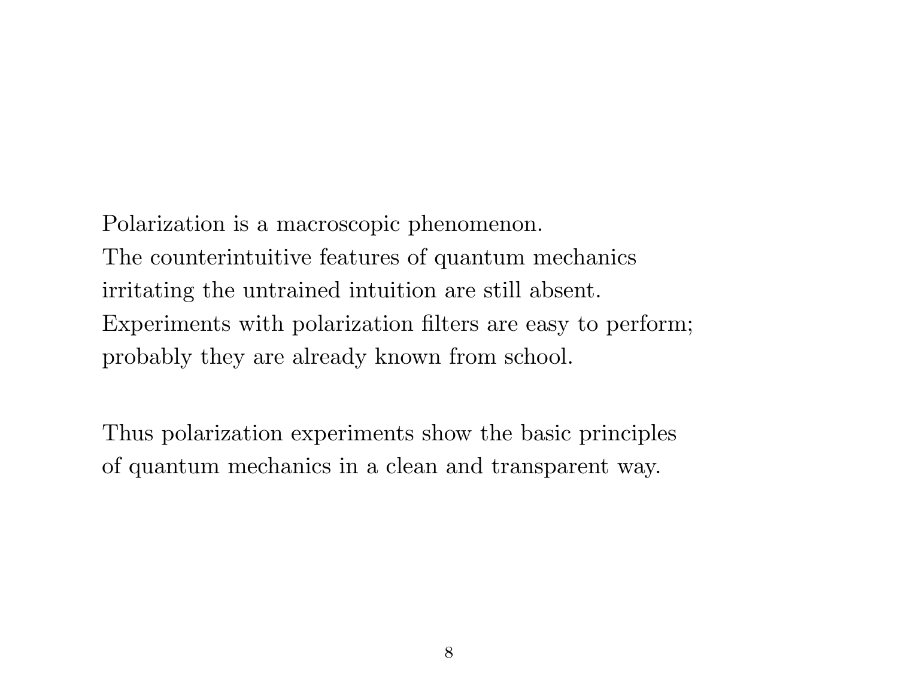Polarization is a macroscopic phenomenon.
The counterintuitive features of quantum mechanics irritating the untrained intuition are still absent.
Experiments with polarization filters are easy to perform; probably they are already known from school.

Thus polarization experiments show the basic principles of quantum mechanics in a clean and transparent way.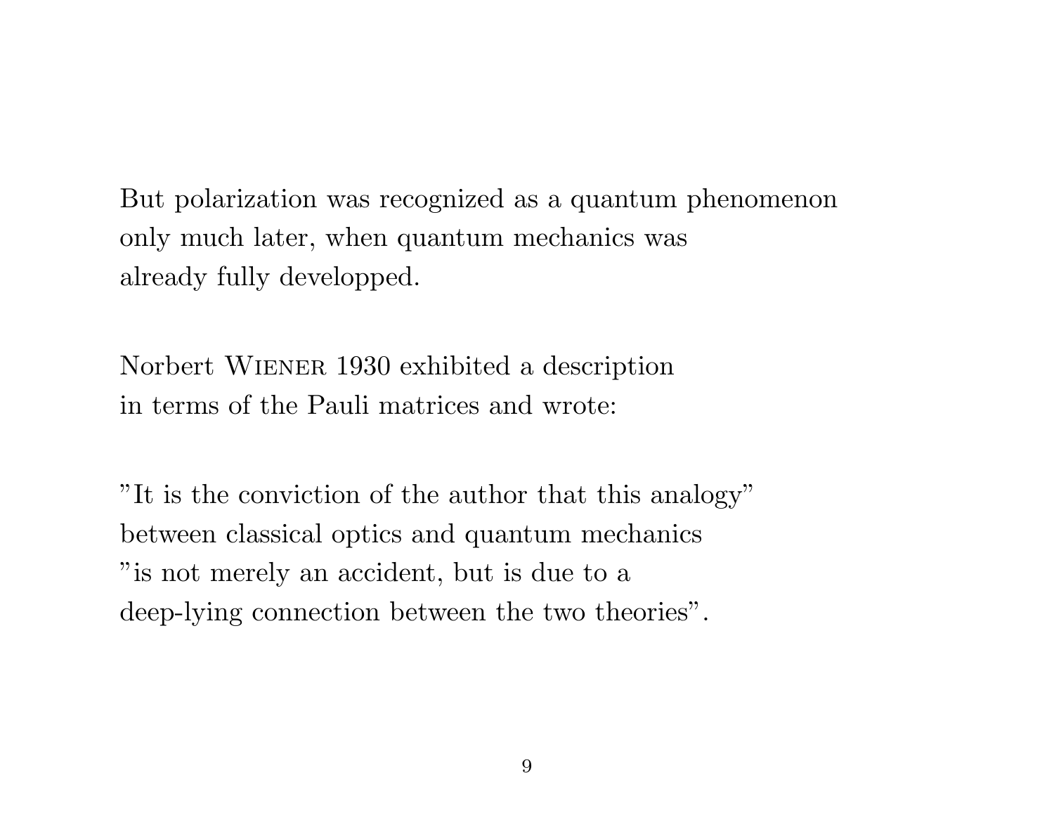But polarization was recognized as a quantum phenomenon only much later, when quantum mechanics was already fully developped.

Norbert Wiener 1930 exhibited a description in terms of the Pauli matrices and wrote:

"It is the conviction of the author that this analogy" between classical optics and quantum mechanics "is not merely an accident, but is due to a deep-lying connection between the two theories".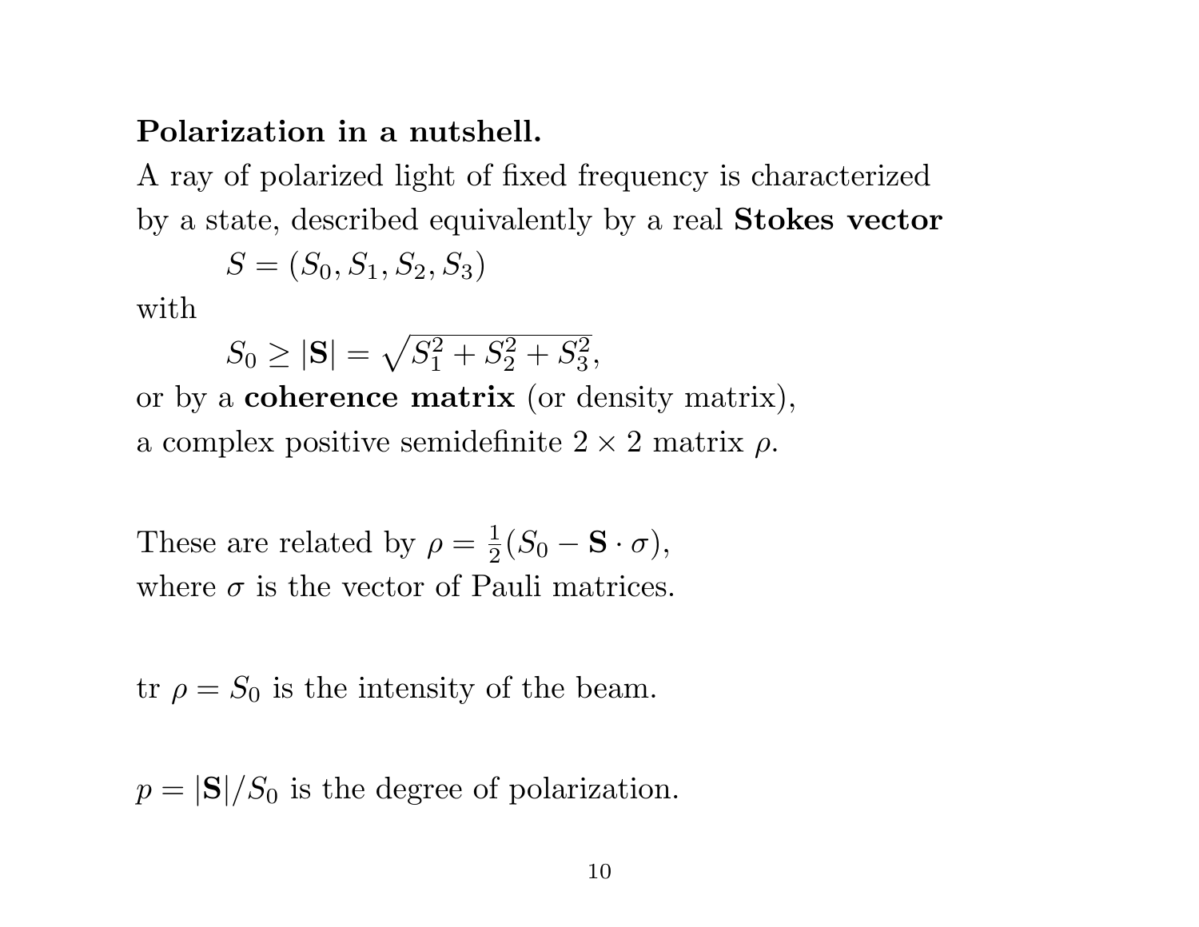**Polarization in a nutshell.**

A ray of polarized light of fixed frequency is characterized by a state, described equivalently by a real **Stokes vector**

$$S = (S_0, S_1, S_2, S_3)$$

with

$$S_0 \geq |\mathbf{S}| = \sqrt{S_1^2 + S_2^2 + S_3^2},$$

or by a **coherence matrix** (or density matrix), a complex positive semidefinite $2 \times 2$ matrix $\rho$.

These are related by $\rho = \frac{1}{2}(S_0 - \mathbf{S} \cdot \sigma)$, where $\sigma$ is the vector of Pauli matrices.

tr $\rho = S_0$ is the intensity of the beam.

$p = |\mathbf{S}|/S_0$ is the degree of polarization.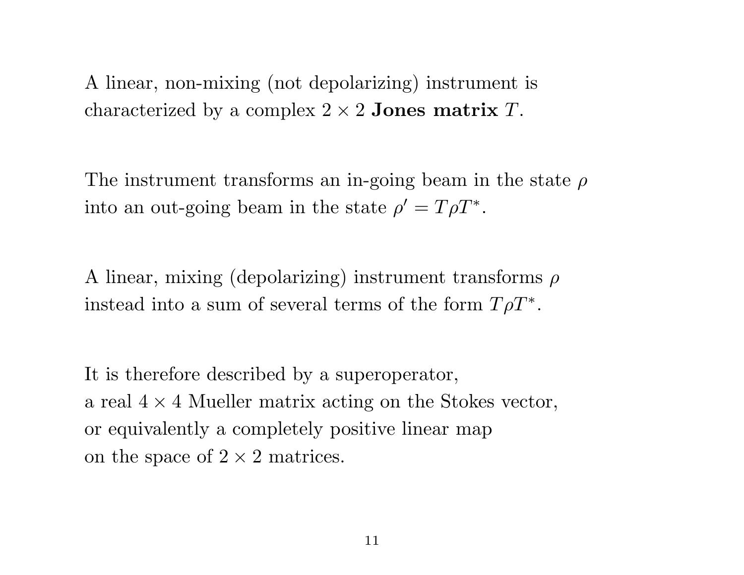A linear, non-mixing (not depolarizing) instrument is characterized by a complex $2 \times 2$ **Jones matrix** $T$.

The instrument transforms an in-going beam in the state $\rho$ into an out-going beam in the state $\rho' = T\rho T^*$.

A linear, mixing (depolarizing) instrument transforms $\rho$ instead into a sum of several terms of the form $T\rho T^*$.

It is therefore described by a superoperator,
a real $4 \times 4$ Mueller matrix acting on the Stokes vector,
or equivalently a completely positive linear map
on the space of $2 \times 2$ matrices.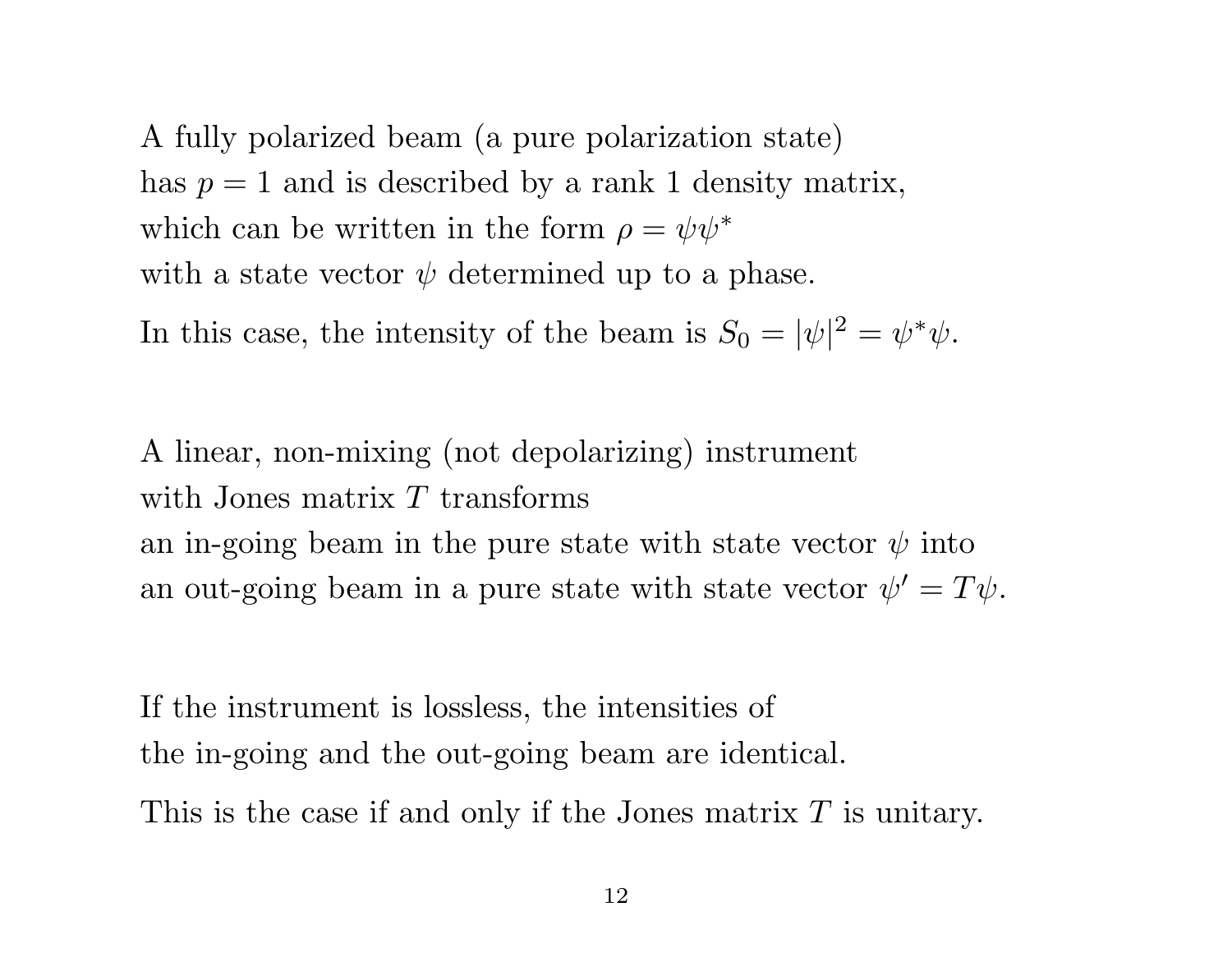A fully polarized beam (a pure polarization state)
has $p = 1$ and is described by a rank 1 density matrix,
which can be written in the form $\rho = \psi\psi^*$
with a state vector $\psi$ determined up to a phase.

In this case, the intensity of the beam is $S_0 = |\psi|^2 = \psi^*\psi$.

A linear, non-mixing (not depolarizing) instrument
with Jones matrix $T$ transforms
an in-going beam in the pure state with state vector $\psi$ into
an out-going beam in a pure state with state vector $\psi' = T\psi$.

If the instrument is lossless, the intensities of
the in-going and the out-going beam are identical.

This is the case if and only if the Jones matrix $T$ is unitary.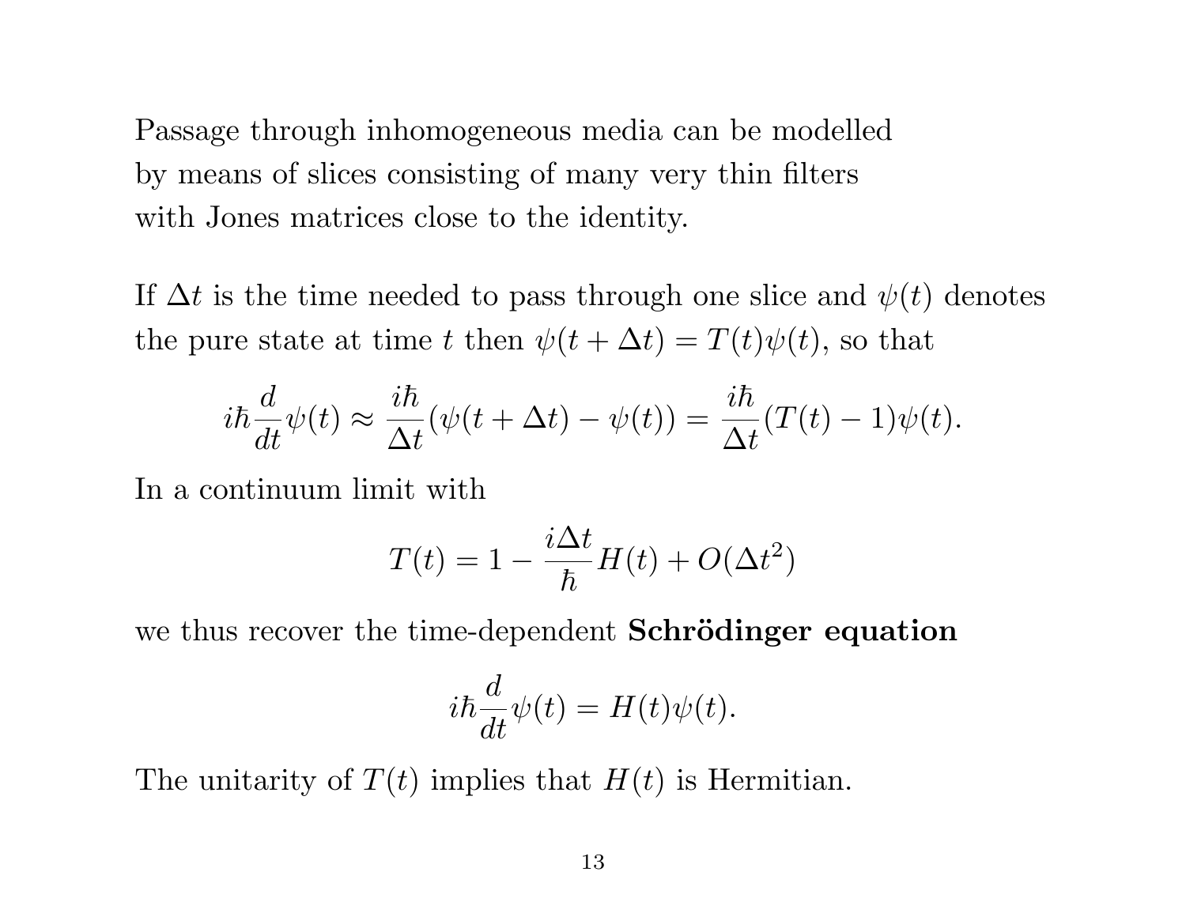Passage through inhomogeneous media can be modelled by means of slices consisting of many very thin filters with Jones matrices close to the identity.

If $\Delta t$ is the time needed to pass through one slice and $\psi(t)$ denotes the pure state at time $t$ then $\psi(t+\Delta t) = T(t)\psi(t)$, so that

$$i\hbar \frac{d}{dt}\psi(t) \approx \frac{i\hbar}{\Delta t}(\psi(t+\Delta t) - \psi(t)) = \frac{i\hbar}{\Delta t}(T(t) - 1)\psi(t).$$

In a continuum limit with

$$T(t) = 1 - \frac{i\Delta t}{\hbar} H(t) + O(\Delta t^2)$$

we thus recover the time-dependent **Schrödinger equation**

$$i\hbar \frac{d}{dt}\psi(t) = H(t)\psi(t).$$

The unitarity of $T(t)$ implies that $H(t)$ is Hermitian.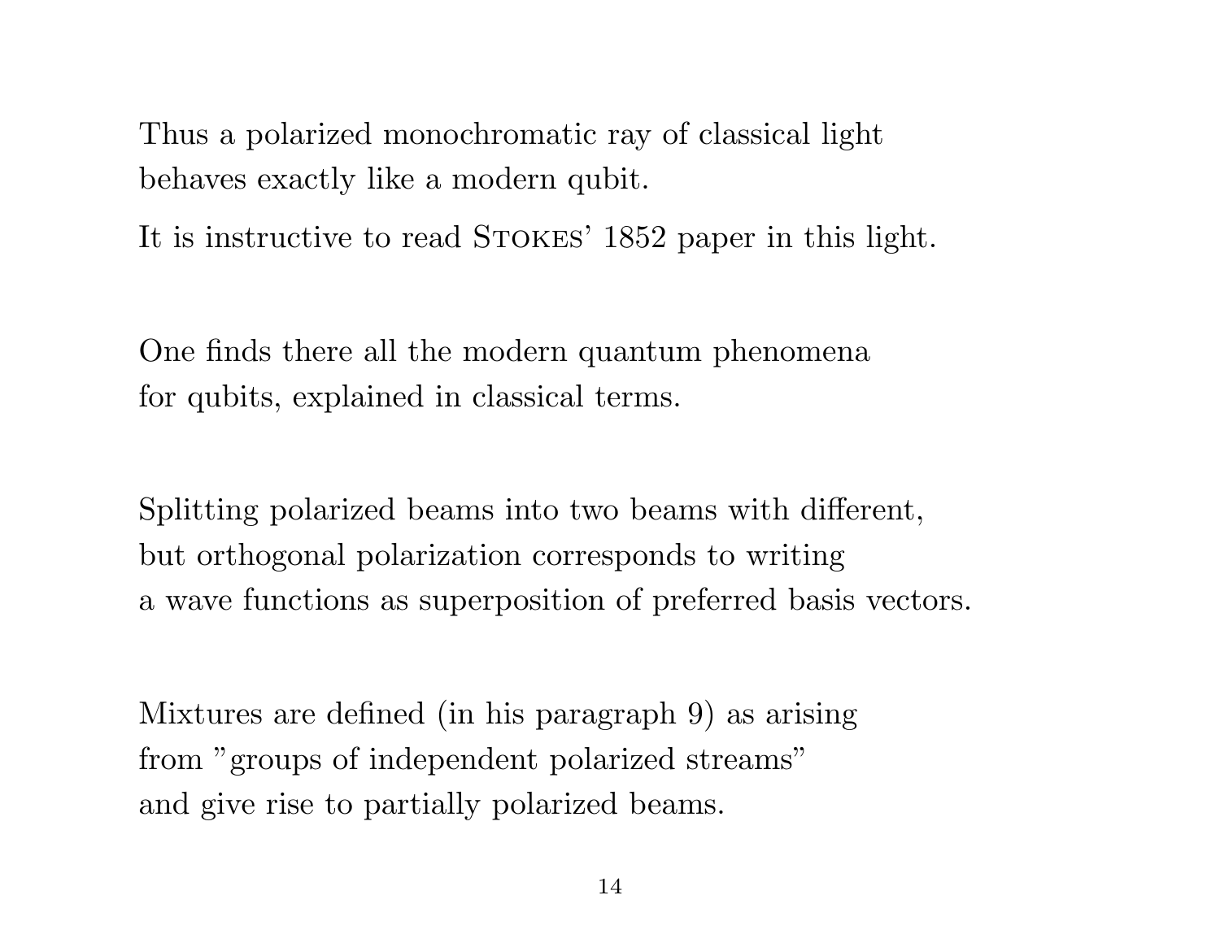Thus a polarized monochromatic ray of classical light behaves exactly like a modern qubit.

It is instructive to read Stokes' 1852 paper in this light.

One finds there all the modern quantum phenomena for qubits, explained in classical terms.

Splitting polarized beams into two beams with different, but orthogonal polarization corresponds to writing a wave functions as superposition of preferred basis vectors.

Mixtures are defined (in his paragraph 9) as arising from "groups of independent polarized streams" and give rise to partially polarized beams.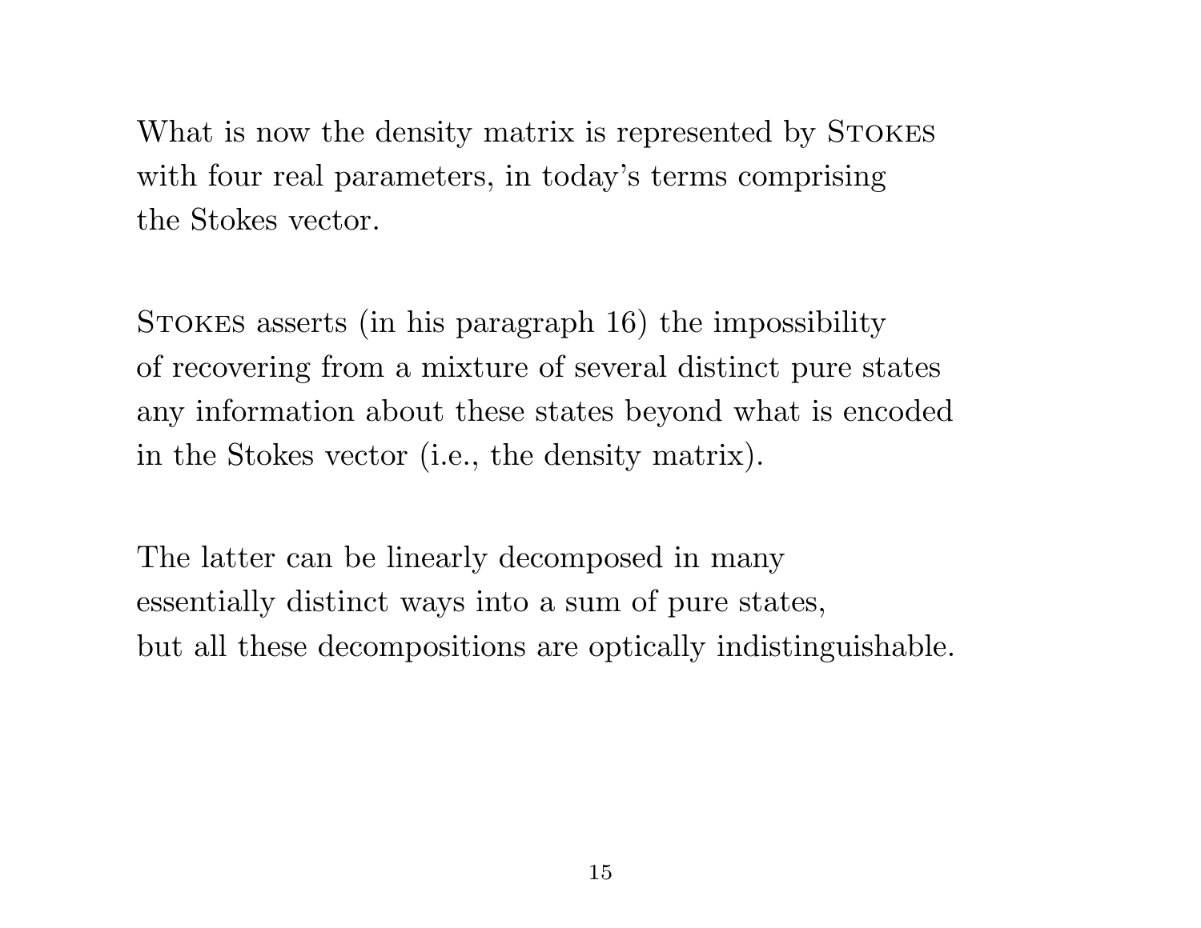What is now the density matrix is represented by Stokes with four real parameters, in today's terms comprising the Stokes vector.

Stokes asserts (in his paragraph 16) the impossibility of recovering from a mixture of several distinct pure states any information about these states beyond what is encoded in the Stokes vector (i.e., the density matrix).

The latter can be linearly decomposed in many essentially distinct ways into a sum of pure states, but all these decompositions are optically indistinguishable.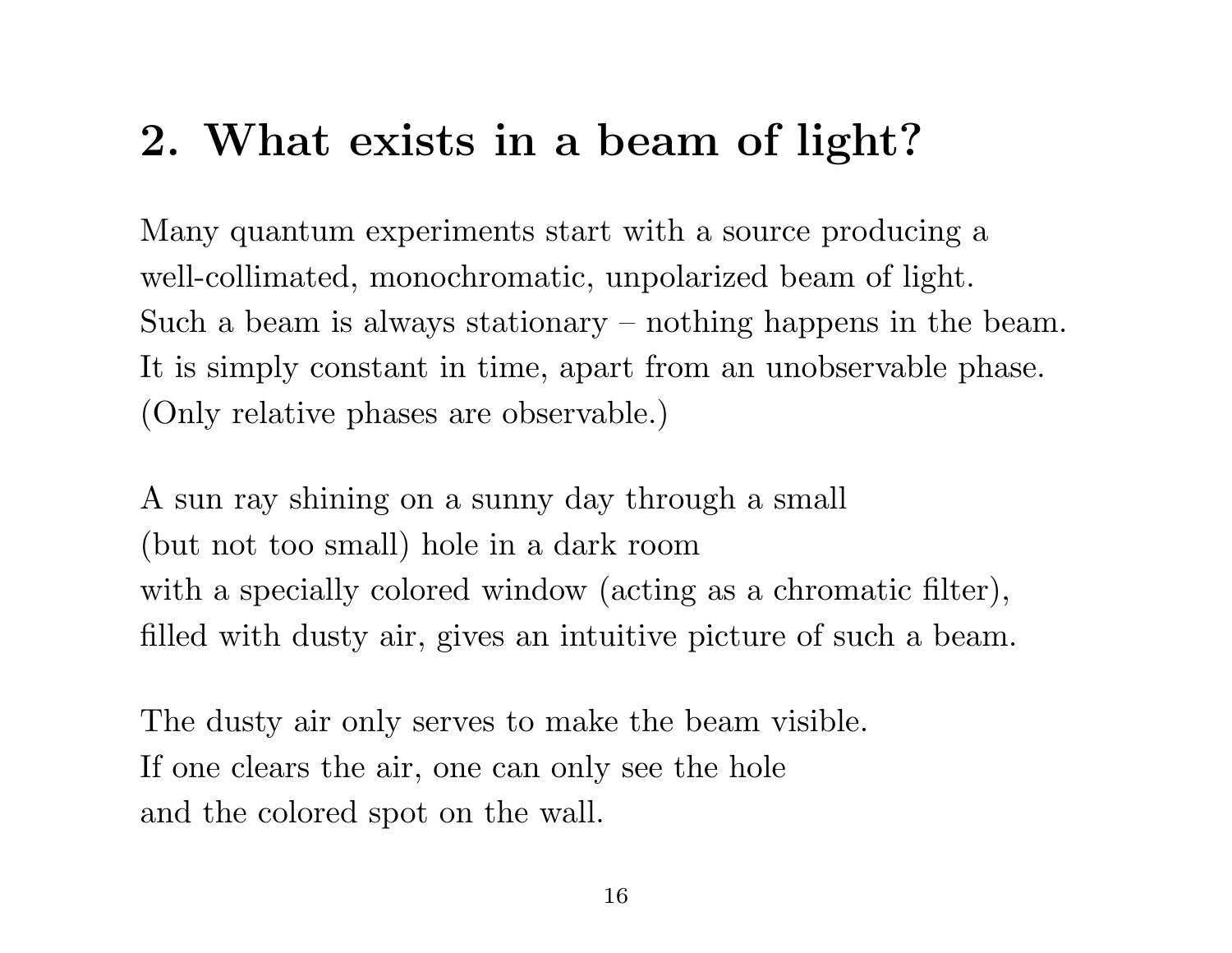## 2. What exists in a beam of light?

Many quantum experiments start with a source producing a well-collimated, monochromatic, unpolarized beam of light. Such a beam is always stationary – nothing happens in the beam. It is simply constant in time, apart from an unobservable phase. (Only relative phases are observable.)

A sun ray shining on a sunny day through a small (but not too small) hole in a dark room with a specially colored window (acting as a chromatic filter), filled with dusty air, gives an intuitive picture of such a beam.

The dusty air only serves to make the beam visible. If one clears the air, one can only see the hole and the colored spot on the wall.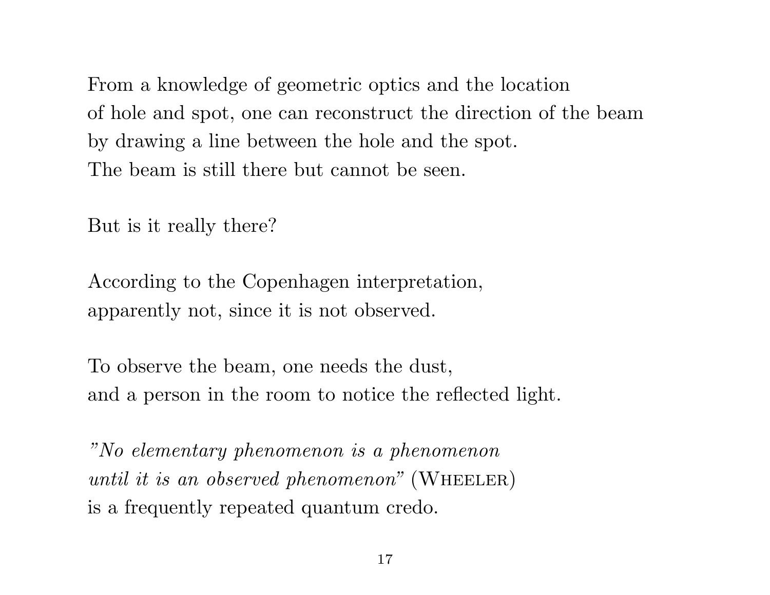From a knowledge of geometric optics and the location
of hole and spot, one can reconstruct the direction of the beam
by drawing a line between the hole and the spot.
The beam is still there but cannot be seen.

But is it really there?

According to the Copenhagen interpretation,
apparently not, since it is not observed.

To observe the beam, one needs the dust,
and a person in the room to notice the reflected light.

*"No elementary phenomenon is a phenomenon
until it is an observed phenomenon"* (Wheeler)
is a frequently repeated quantum credo.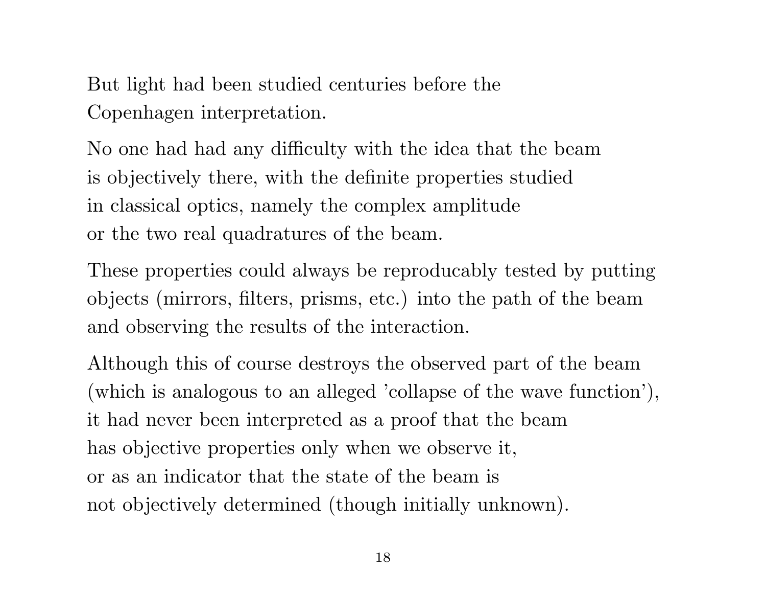But light had been studied centuries before the Copenhagen interpretation.

No one had had any difficulty with the idea that the beam is objectively there, with the definite properties studied in classical optics, namely the complex amplitude or the two real quadratures of the beam.

These properties could always be reproducably tested by putting objects (mirrors, filters, prisms, etc.) into the path of the beam and observing the results of the interaction.

Although this of course destroys the observed part of the beam (which is analogous to an alleged 'collapse of the wave function'), it had never been interpreted as a proof that the beam has objective properties only when we observe it, or as an indicator that the state of the beam is not objectively determined (though initially unknown).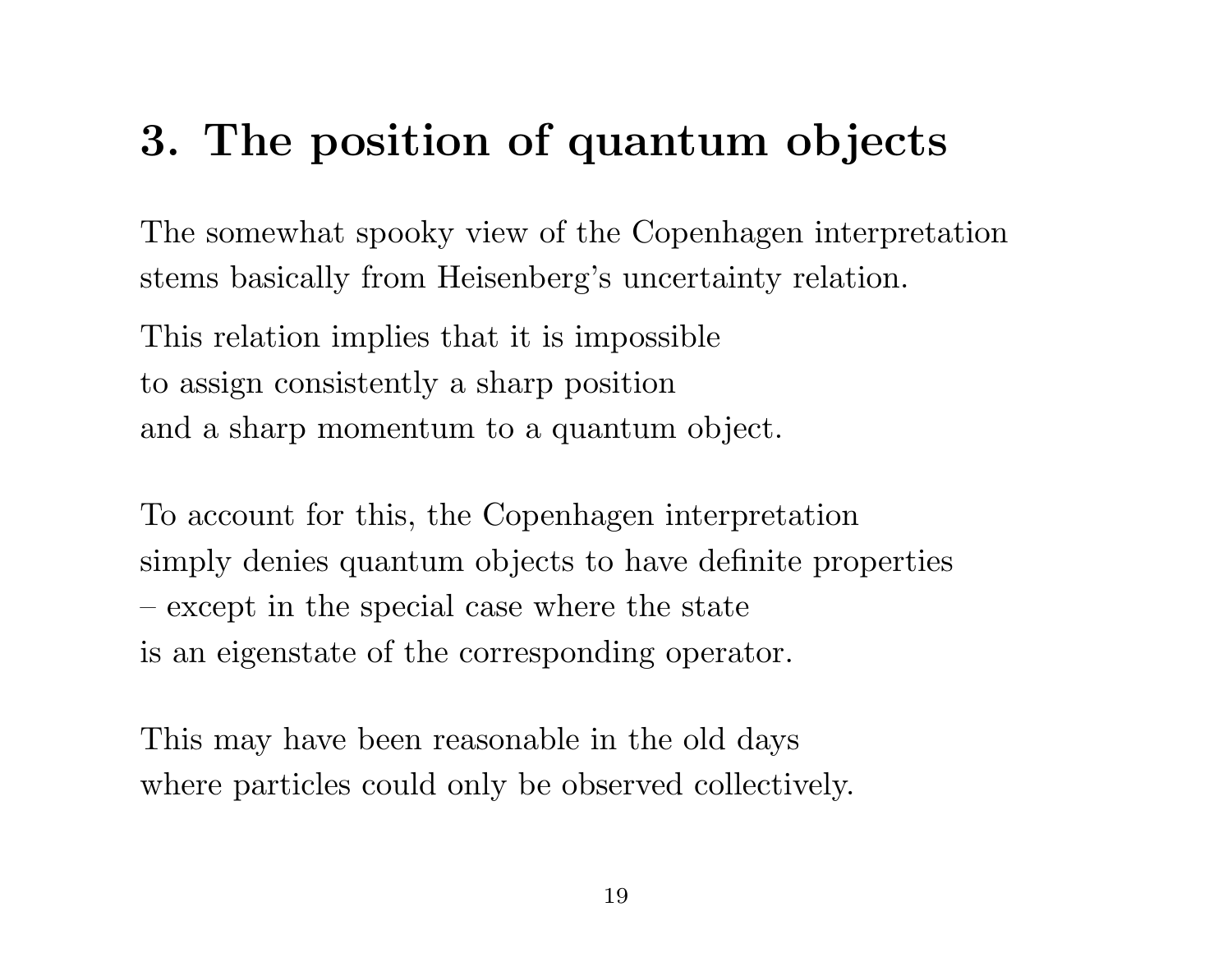# 3. The position of quantum objects

The somewhat spooky view of the Copenhagen interpretation stems basically from Heisenberg's uncertainty relation.

This relation implies that it is impossible
to assign consistently a sharp position
and a sharp momentum to a quantum object.

To account for this, the Copenhagen interpretation
simply denies quantum objects to have definite properties
– except in the special case where the state
is an eigenstate of the corresponding operator.

This may have been reasonable in the old days
where particles could only be observed collectively.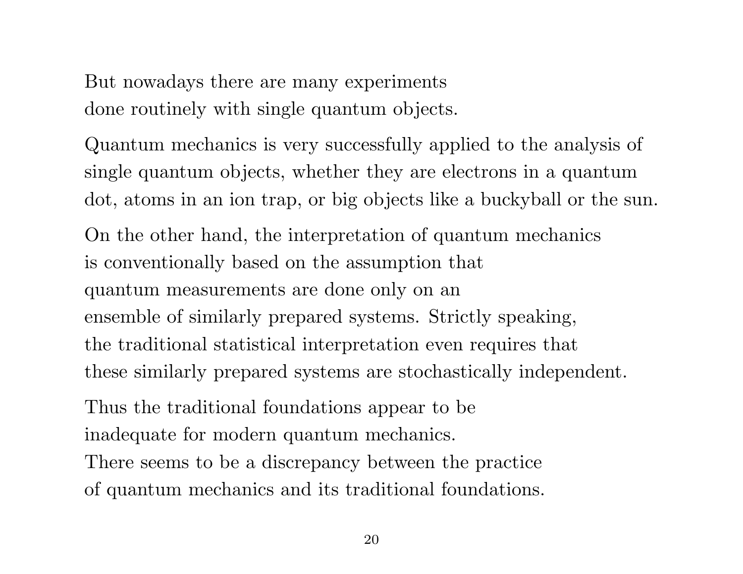But nowadays there are many experiments
done routinely with single quantum objects.

Quantum mechanics is very successfully applied to the analysis of
single quantum objects, whether they are electrons in a quantum
dot, atoms in an ion trap, or big objects like a buckyball or the sun.

On the other hand, the interpretation of quantum mechanics
is conventionally based on the assumption that
quantum measurements are done only on an
ensemble of similarly prepared systems. Strictly speaking,
the traditional statistical interpretation even requires that
these similarly prepared systems are stochastically independent.

Thus the traditional foundations appear to be
inadequate for modern quantum mechanics.
There seems to be a discrepancy between the practice
of quantum mechanics and its traditional foundations.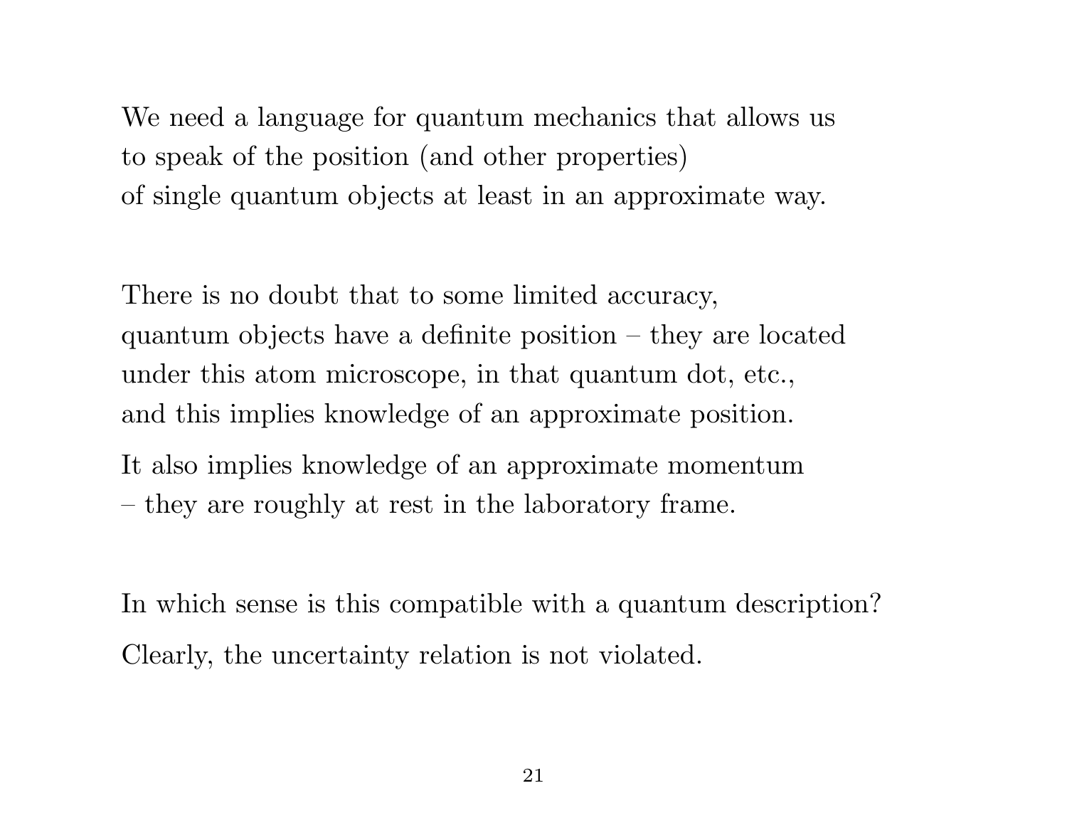We need a language for quantum mechanics that allows us to speak of the position (and other properties) of single quantum objects at least in an approximate way.

There is no doubt that to some limited accuracy, quantum objects have a definite position – they are located under this atom microscope, in that quantum dot, etc., and this implies knowledge of an approximate position.

It also implies knowledge of an approximate momentum – they are roughly at rest in the laboratory frame.

In which sense is this compatible with a quantum description?

Clearly, the uncertainty relation is not violated.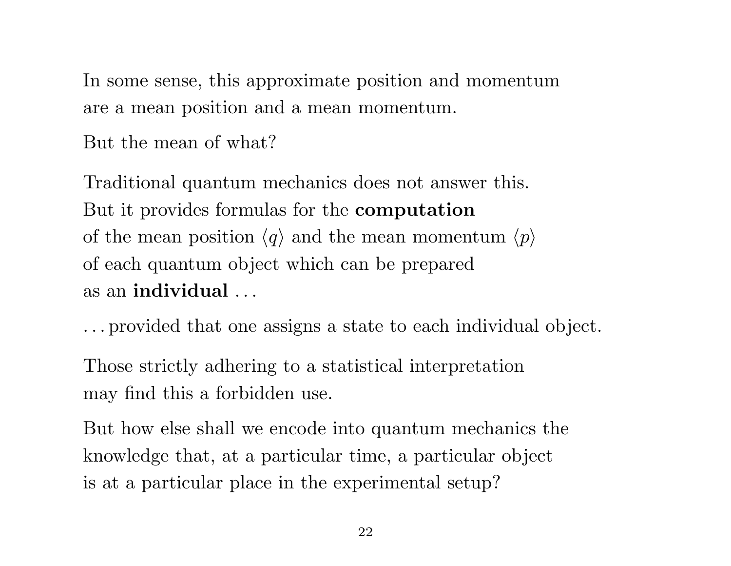In some sense, this approximate position and momentum are a mean position and a mean momentum.

But the mean of what?

Traditional quantum mechanics does not answer this. But it provides formulas for the **computation** of the mean position $\langle q \rangle$ and the mean momentum $\langle p \rangle$ of each quantum object which can be prepared as an **individual** ...

... provided that one assigns a state to each individual object.

Those strictly adhering to a statistical interpretation may find this a forbidden use.

But how else shall we encode into quantum mechanics the knowledge that, at a particular time, a particular object is at a particular place in the experimental setup?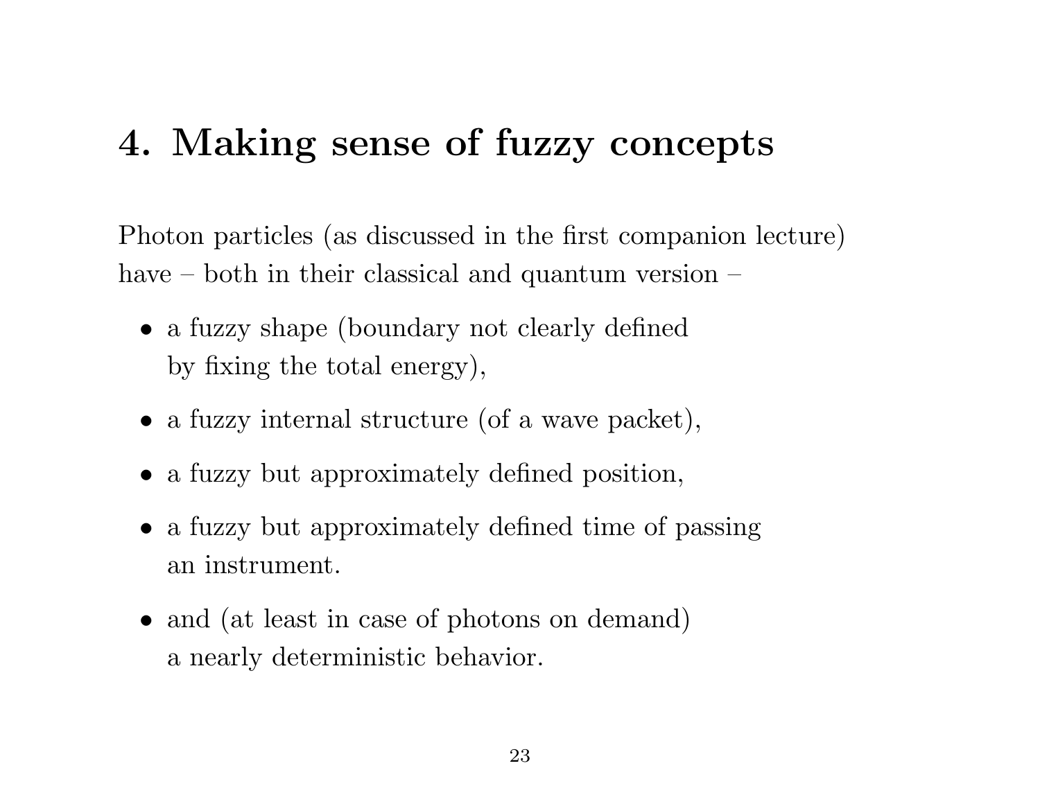# 4. Making sense of fuzzy concepts

Photon particles (as discussed in the first companion lecture) have – both in their classical and quantum version –

- a fuzzy shape (boundary not clearly defined by fixing the total energy),
- a fuzzy internal structure (of a wave packet),
- a fuzzy but approximately defined position,
- a fuzzy but approximately defined time of passing an instrument.
- and (at least in case of photons on demand) a nearly deterministic behavior.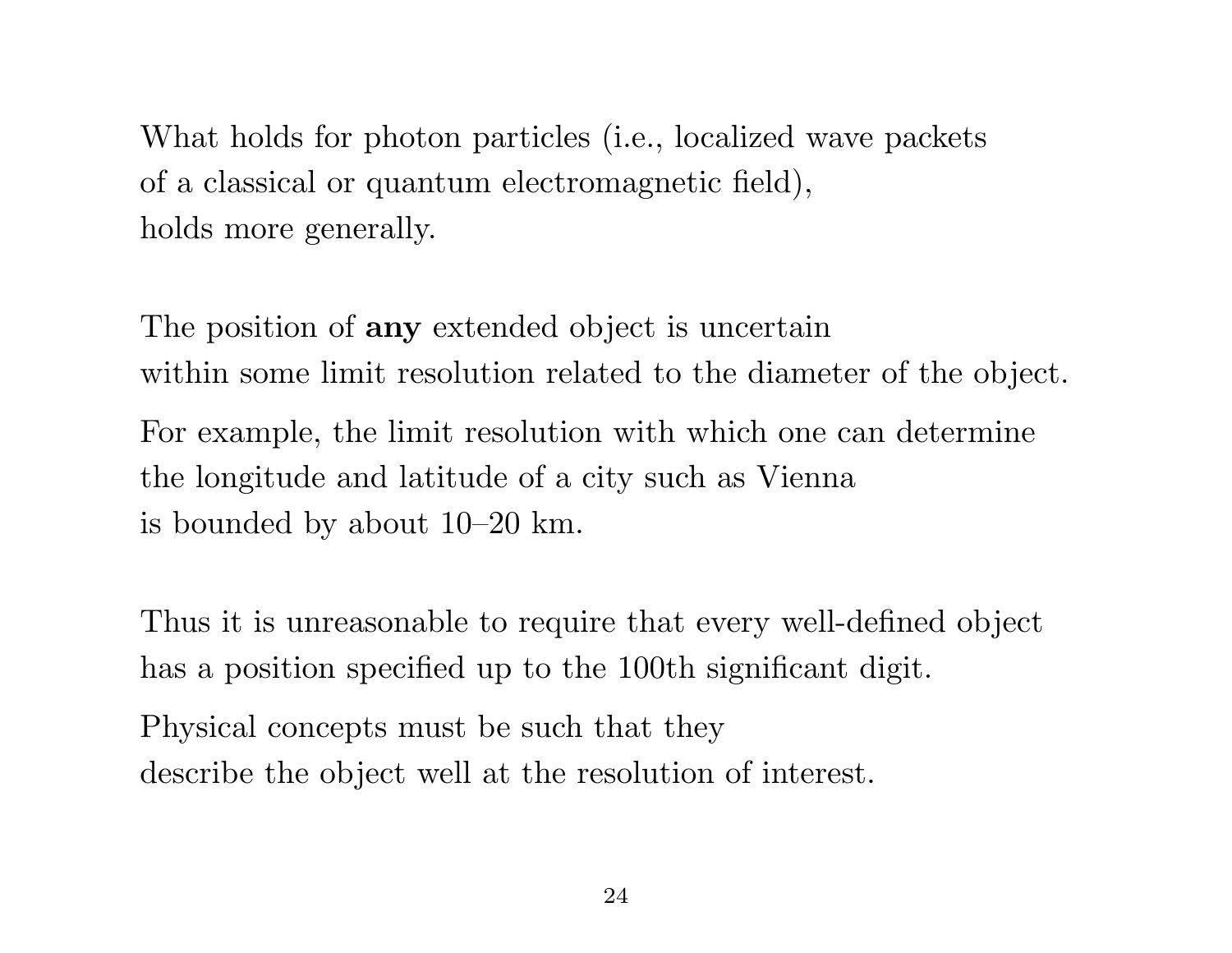What holds for photon particles (i.e., localized wave packets of a classical or quantum electromagnetic field), holds more generally.

The position of **any** extended object is uncertain within some limit resolution related to the diameter of the object.

For example, the limit resolution with which one can determine the longitude and latitude of a city such as Vienna is bounded by about 10–20 km.

Thus it is unreasonable to require that every well-defined object has a position specified up to the 100th significant digit.

Physical concepts must be such that they describe the object well at the resolution of interest.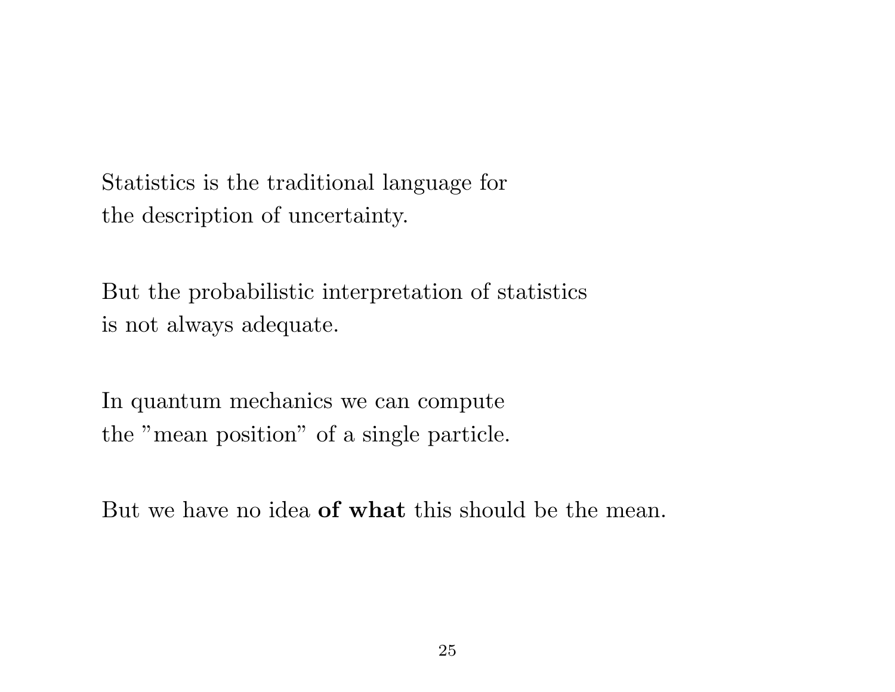Statistics is the traditional language for the description of uncertainty.

But the probabilistic interpretation of statistics is not always adequate.

In quantum mechanics we can compute the "mean position" of a single particle.

But we have no idea **of what** this should be the mean.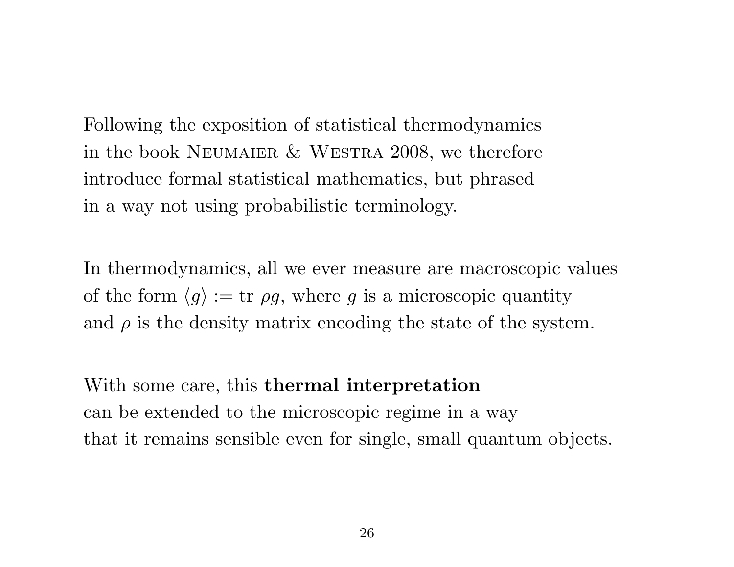Following the exposition of statistical thermodynamics in the book NEUMAIER & WESTRA 2008, we therefore introduce formal statistical mathematics, but phrased in a way not using probabilistic terminology.

In thermodynamics, all we ever measure are macroscopic values of the form $\langle g \rangle := \text{tr}\ \rho g$, where $g$ is a microscopic quantity and $\rho$ is the density matrix encoding the state of the system.

With some care, this **thermal interpretation** can be extended to the microscopic regime in a way that it remains sensible even for single, small quantum objects.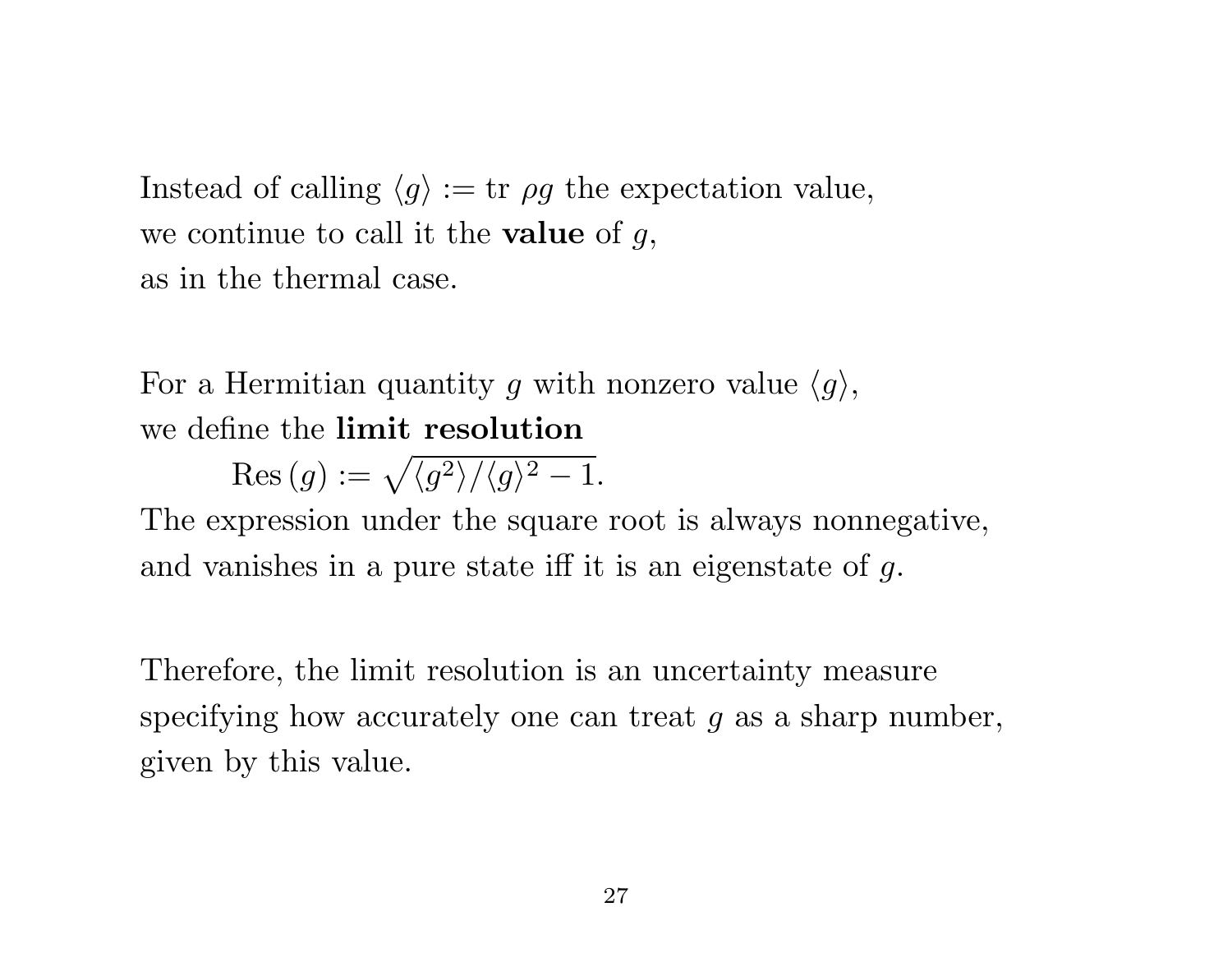Instead of calling $\langle g \rangle := \text{tr } \rho g$ the expectation value,
we continue to call it the **value** of $g$,
as in the thermal case.

For a Hermitian quantity $g$ with nonzero value $\langle g \rangle$,
we define the **limit resolution**

$$\text{Res}\,(g) := \sqrt{\langle g^2 \rangle / \langle g \rangle^2 - 1}.$$

The expression under the square root is always nonnegative,
and vanishes in a pure state iff it is an eigenstate of $g$.

Therefore, the limit resolution is an uncertainty measure
specifying how accurately one can treat $g$ as a sharp number,
given by this value.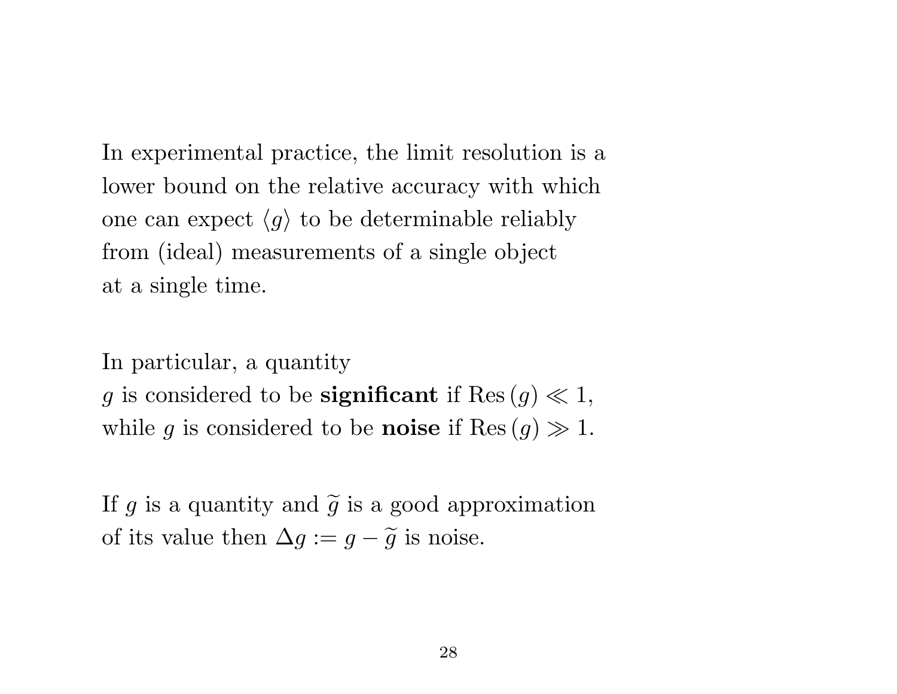In experimental practice, the limit resolution is a lower bound on the relative accuracy with which one can expect $\langle g \rangle$ to be determinable reliably from (ideal) measurements of a single object at a single time.

In particular, a quantity $g$ is considered to be **significant** if $\mathrm{Res}\,(g) \ll 1$, while $g$ is considered to be **noise** if $\mathrm{Res}\,(g) \gg 1$.

If $g$ is a quantity and $\widetilde{g}$ is a good approximation of its value then $\Delta g := g - \widetilde{g}$ is noise.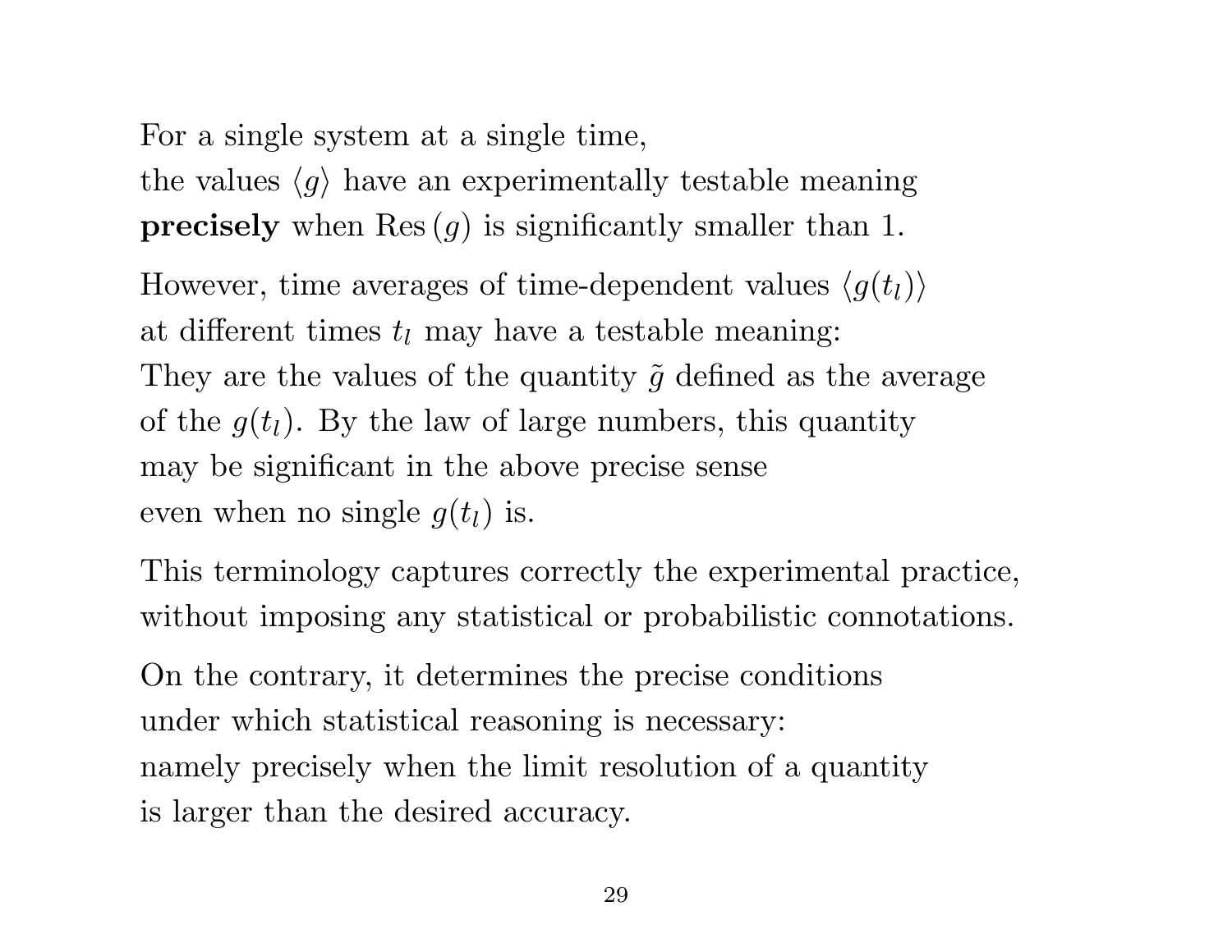For a single system at a single time, the values $\langle g \rangle$ have an experimentally testable meaning **precisely** when $\mathrm{Res}\,(g)$ is significantly smaller than 1.

However, time averages of time-dependent values $\langle g(t_l) \rangle$ at different times $t_l$ may have a testable meaning: They are the values of the quantity $\tilde{g}$ defined as the average of the $g(t_l)$. By the law of large numbers, this quantity may be significant in the above precise sense even when no single $g(t_l)$ is.

This terminology captures correctly the experimental practice, without imposing any statistical or probabilistic connotations.

On the contrary, it determines the precise conditions under which statistical reasoning is necessary: namely precisely when the limit resolution of a quantity is larger than the desired accuracy.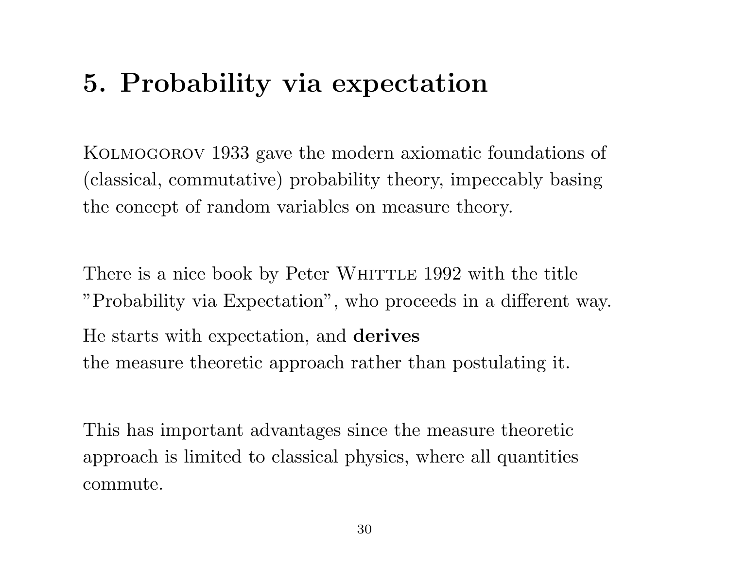# 5. Probability via expectation

Kolmogorov 1933 gave the modern axiomatic foundations of (classical, commutative) probability theory, impeccably basing the concept of random variables on measure theory.

There is a nice book by Peter Whittle 1992 with the title "Probability via Expectation", who proceeds in a different way.

He starts with expectation, and **derives** the measure theoretic approach rather than postulating it.

This has important advantages since the measure theoretic approach is limited to classical physics, where all quantities commute.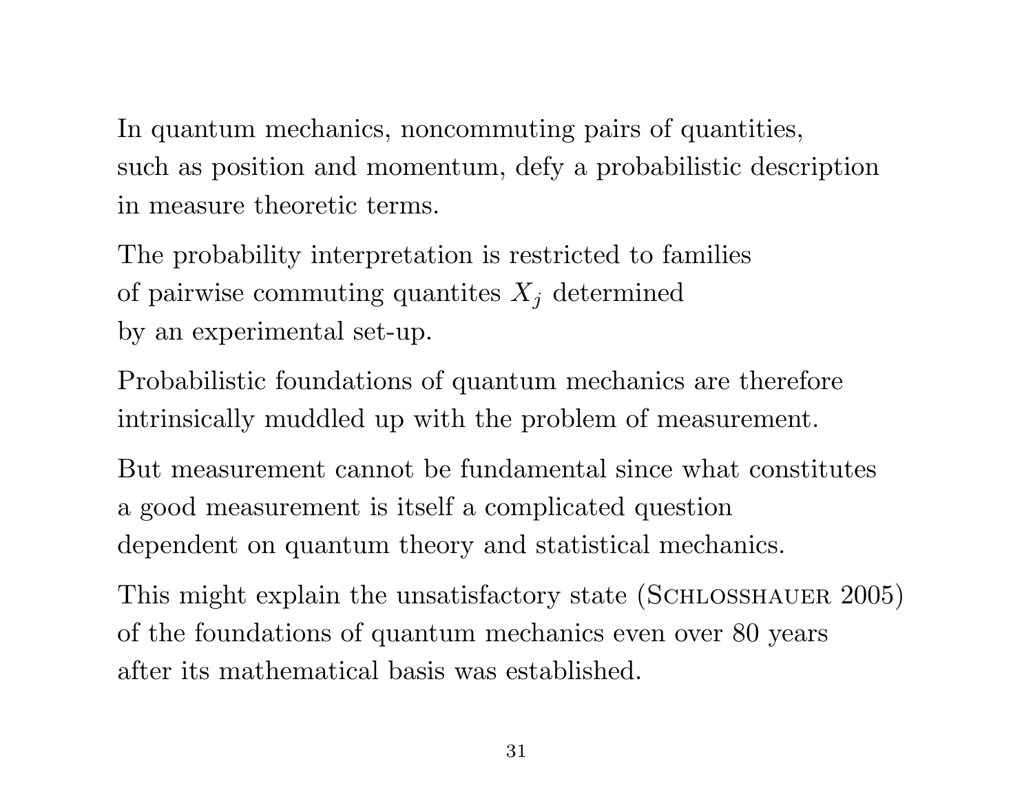In quantum mechanics, noncommuting pairs of quantities, such as position and momentum, defy a probabilistic description in measure theoretic terms.

The probability interpretation is restricted to families of pairwise commuting quantites $X_j$ determined by an experimental set-up.

Probabilistic foundations of quantum mechanics are therefore intrinsically muddled up with the problem of measurement.

But measurement cannot be fundamental since what constitutes a good measurement is itself a complicated question dependent on quantum theory and statistical mechanics.

This might explain the unsatisfactory state (Schlosshauer 2005) of the foundations of quantum mechanics even over 80 years after its mathematical basis was established.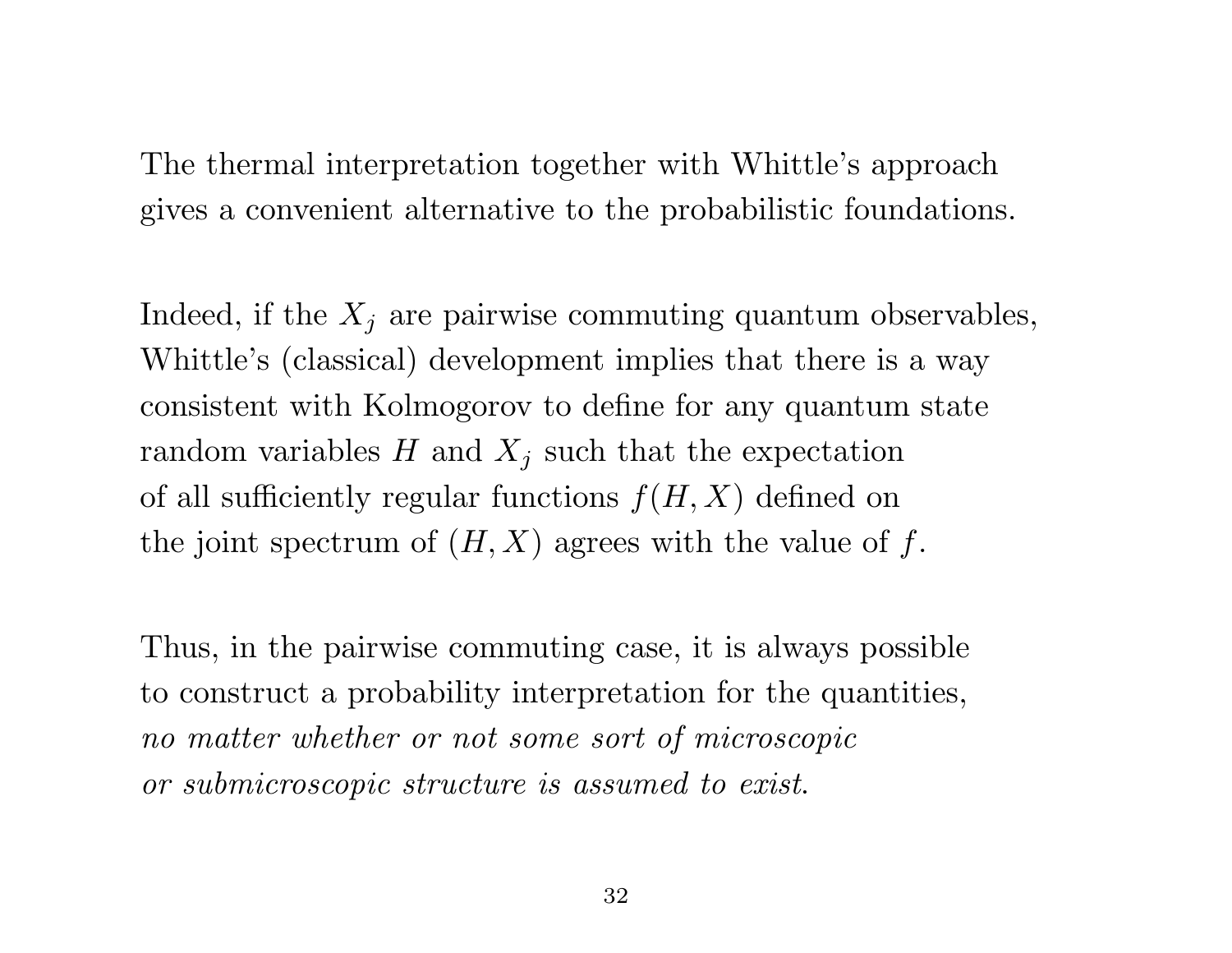The thermal interpretation together with Whittle's approach gives a convenient alternative to the probabilistic foundations.

Indeed, if the $X_j$ are pairwise commuting quantum observables, Whittle's (classical) development implies that there is a way consistent with Kolmogorov to define for any quantum state random variables $H$ and $X_j$ such that the expectation of all sufficiently regular functions $f(H, X)$ defined on the joint spectrum of $(H, X)$ agrees with the value of $f$.

Thus, in the pairwise commuting case, it is always possible to construct a probability interpretation for the quantities, *no matter whether or not some sort of microscopic or submicroscopic structure is assumed to exist.*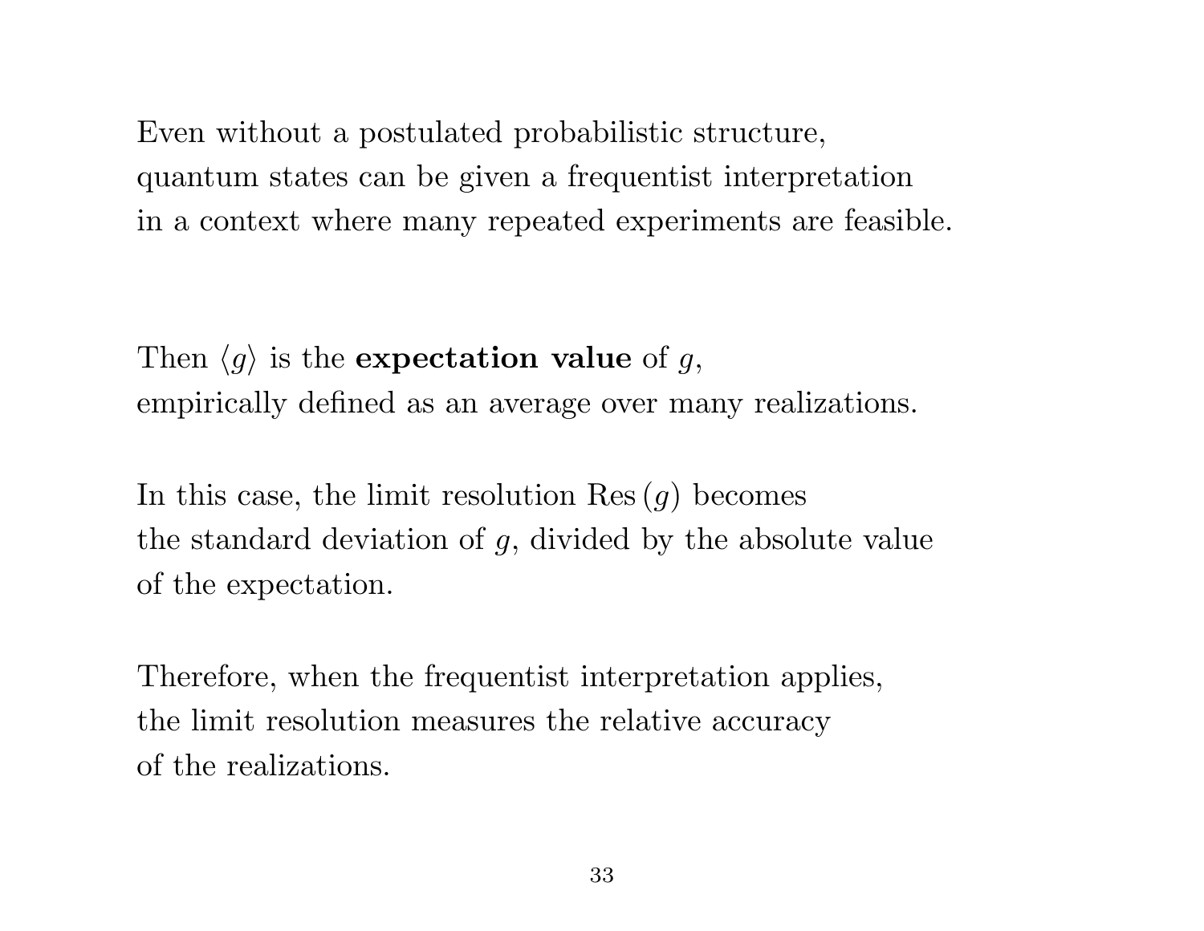Even without a postulated probabilistic structure, quantum states can be given a frequentist interpretation in a context where many repeated experiments are feasible.

Then $\langle g \rangle$ is the **expectation value** of $g$, empirically defined as an average over many realizations.

In this case, the limit resolution $\mathrm{Res}\,(g)$ becomes the standard deviation of $g$, divided by the absolute value of the expectation.

Therefore, when the frequentist interpretation applies, the limit resolution measures the relative accuracy of the realizations.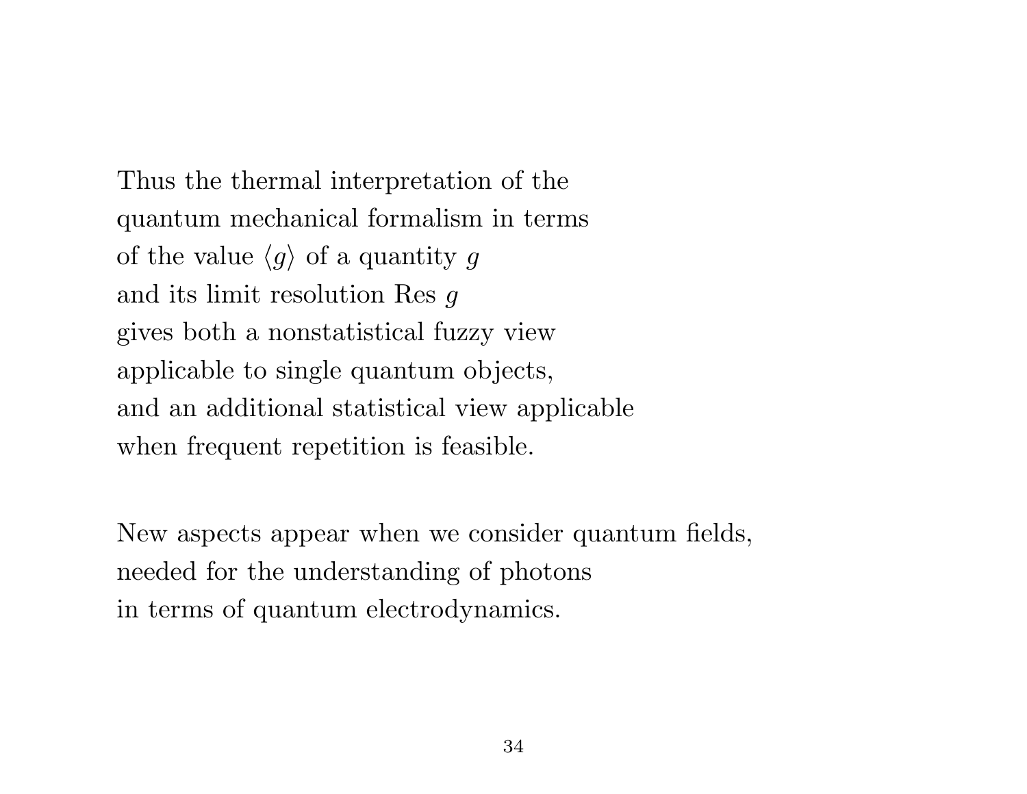Thus the thermal interpretation of the quantum mechanical formalism in terms of the value $\langle g \rangle$ of a quantity $g$ and its limit resolution $\mathrm{Res}\ g$ gives both a nonstatistical fuzzy view applicable to single quantum objects, and an additional statistical view applicable when frequent repetition is feasible.

New aspects appear when we consider quantum fields, needed for the understanding of photons in terms of quantum electrodynamics.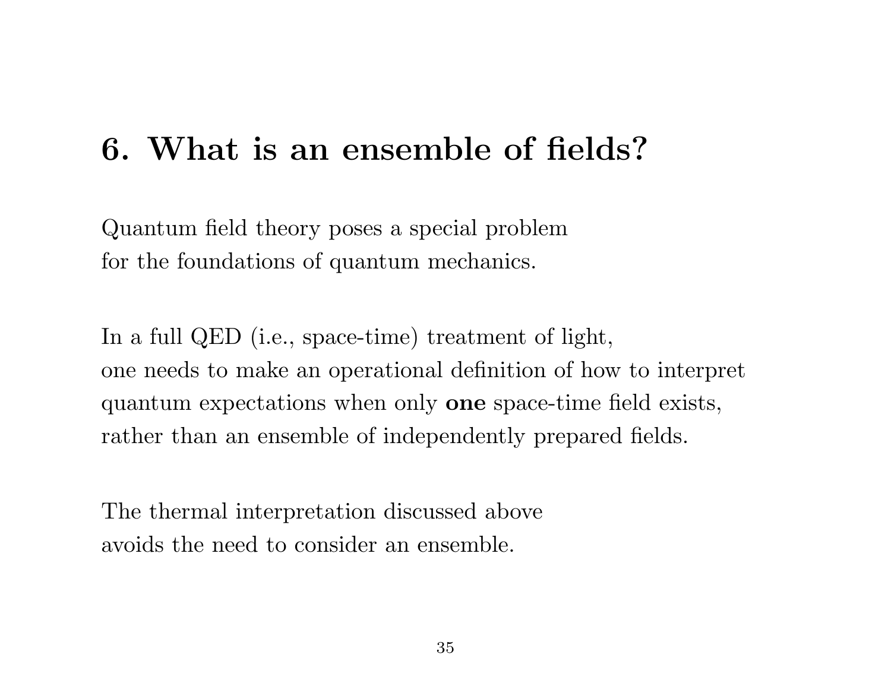## 6. What is an ensemble of fields?

Quantum field theory poses a special problem
for the foundations of quantum mechanics.

In a full QED (i.e., space-time) treatment of light,
one needs to make an operational definition of how to interpret
quantum expectations when only **one** space-time field exists,
rather than an ensemble of independently prepared fields.

The thermal interpretation discussed above
avoids the need to consider an ensemble.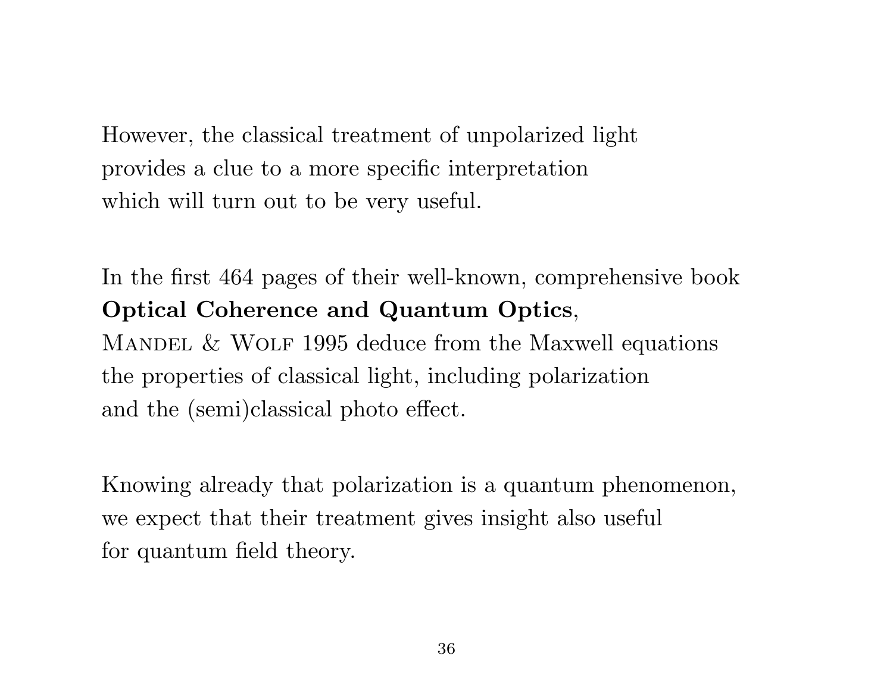However, the classical treatment of unpolarized light
provides a clue to a more specific interpretation
which will turn out to be very useful.

In the first 464 pages of their well-known, comprehensive book
**Optical Coherence and Quantum Optics**,
MANDEL & WOLF 1995 deduce from the Maxwell equations
the properties of classical light, including polarization
and the (semi)classical photo effect.

Knowing already that polarization is a quantum phenomenon,
we expect that their treatment gives insight also useful
for quantum field theory.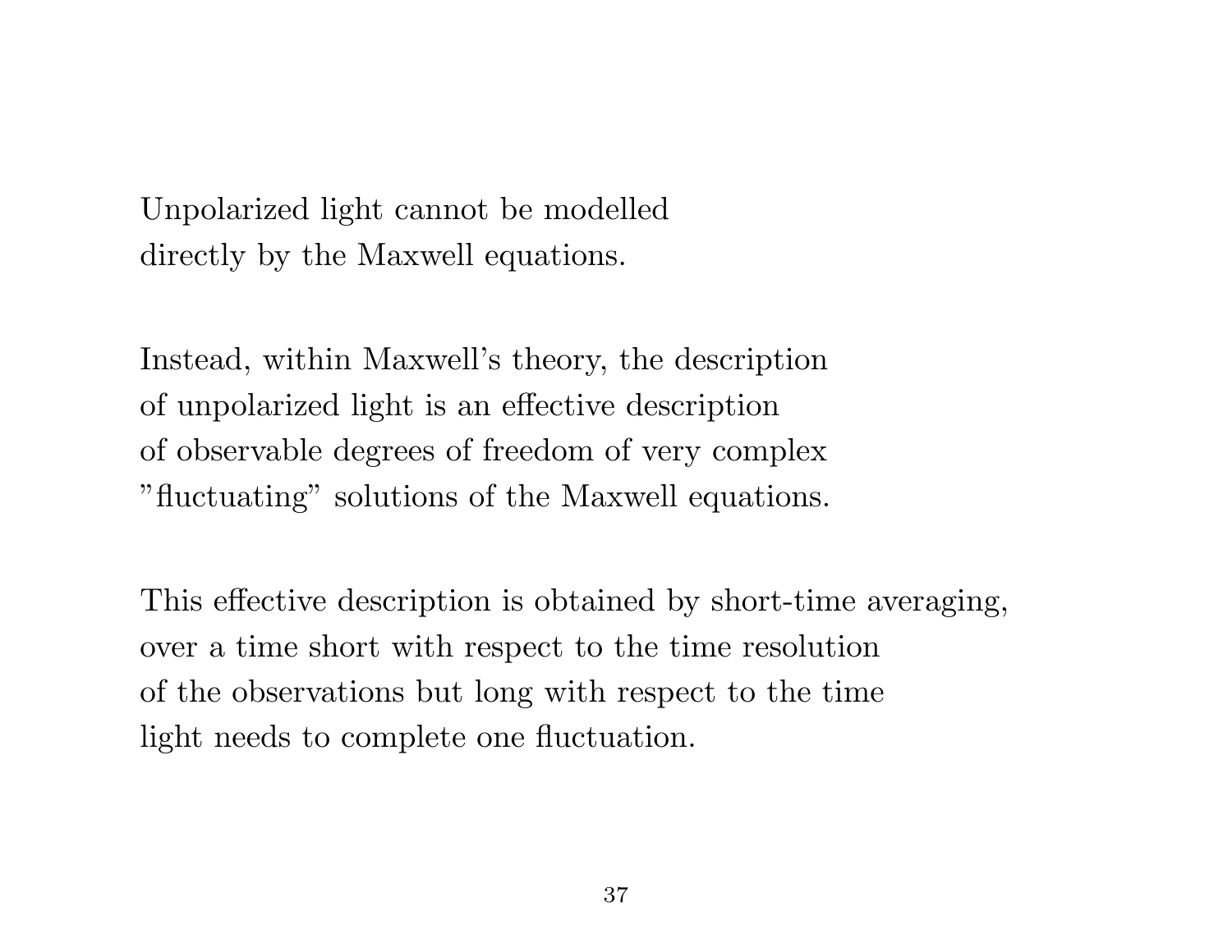Unpolarized light cannot be modelled directly by the Maxwell equations.

Instead, within Maxwell's theory, the description of unpolarized light is an effective description of observable degrees of freedom of very complex "fluctuating" solutions of the Maxwell equations.

This effective description is obtained by short-time averaging, over a time short with respect to the time resolution of the observations but long with respect to the time light needs to complete one fluctuation.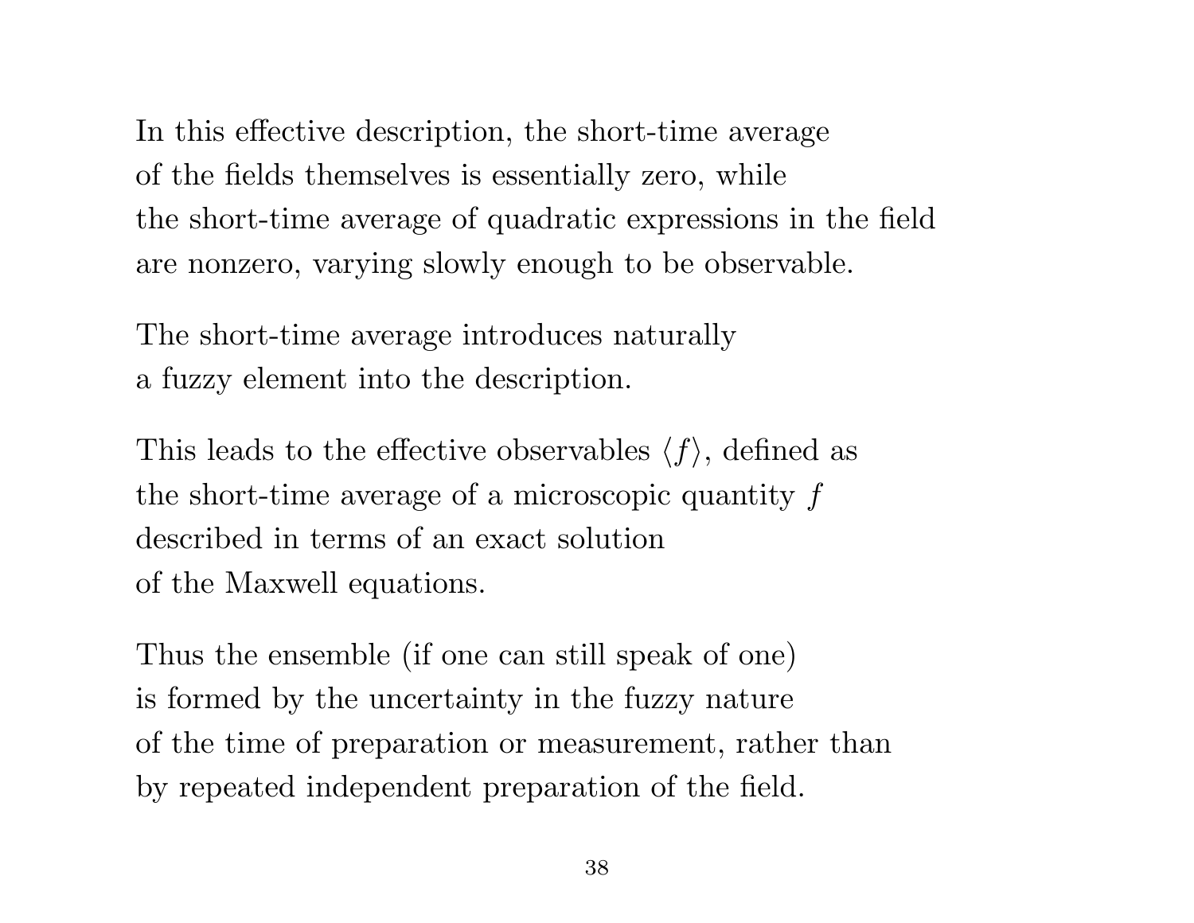In this effective description, the short-time average of the fields themselves is essentially zero, while the short-time average of quadratic expressions in the field are nonzero, varying slowly enough to be observable.

The short-time average introduces naturally a fuzzy element into the description.

This leads to the effective observables $\langle f \rangle$, defined as the short-time average of a microscopic quantity $f$ described in terms of an exact solution of the Maxwell equations.

Thus the ensemble (if one can still speak of one) is formed by the uncertainty in the fuzzy nature of the time of preparation or measurement, rather than by repeated independent preparation of the field.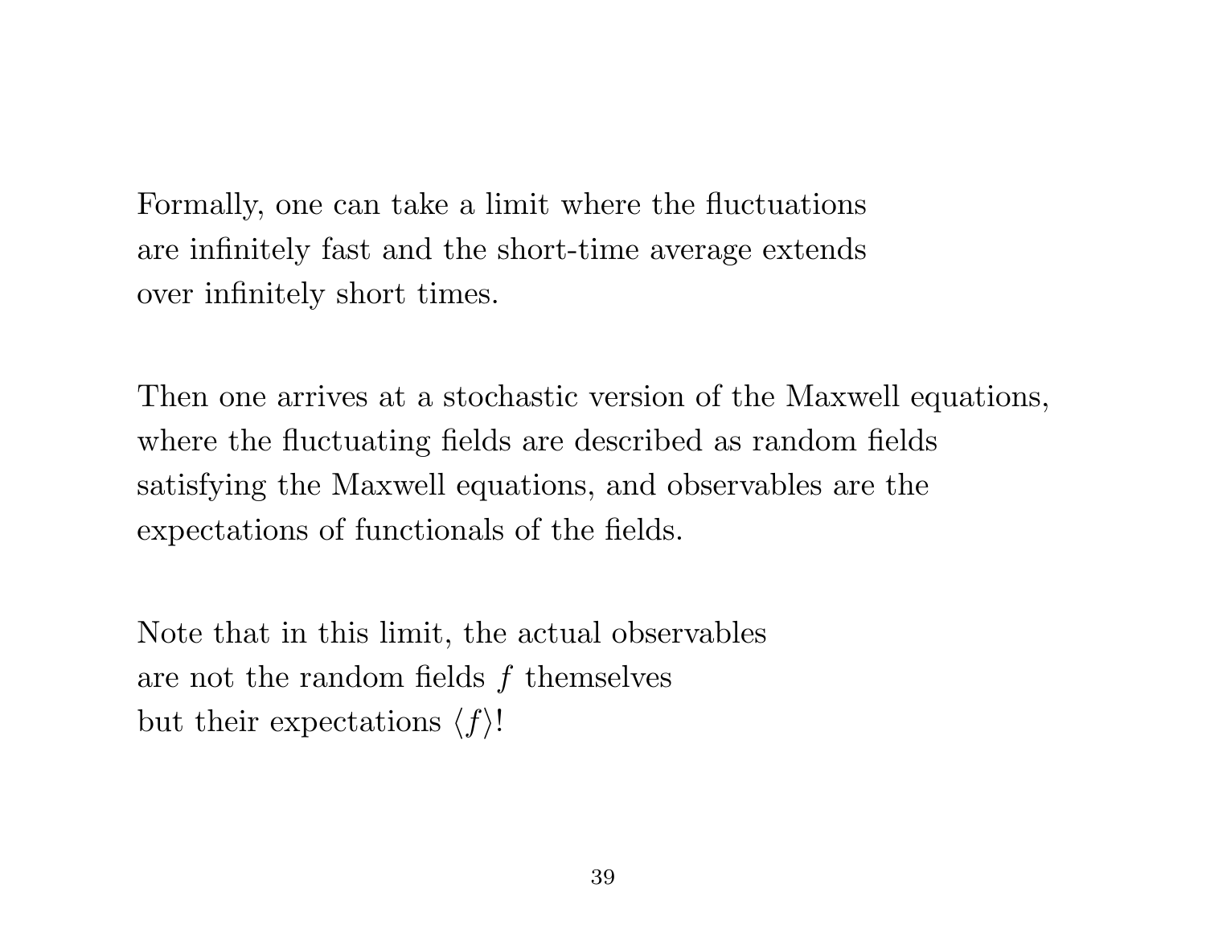Formally, one can take a limit where the fluctuations are infinitely fast and the short-time average extends over infinitely short times.

Then one arrives at a stochastic version of the Maxwell equations, where the fluctuating fields are described as random fields satisfying the Maxwell equations, and observables are the expectations of functionals of the fields.

Note that in this limit, the actual observables are not the random fields $f$ themselves but their expectations $\langle f \rangle$!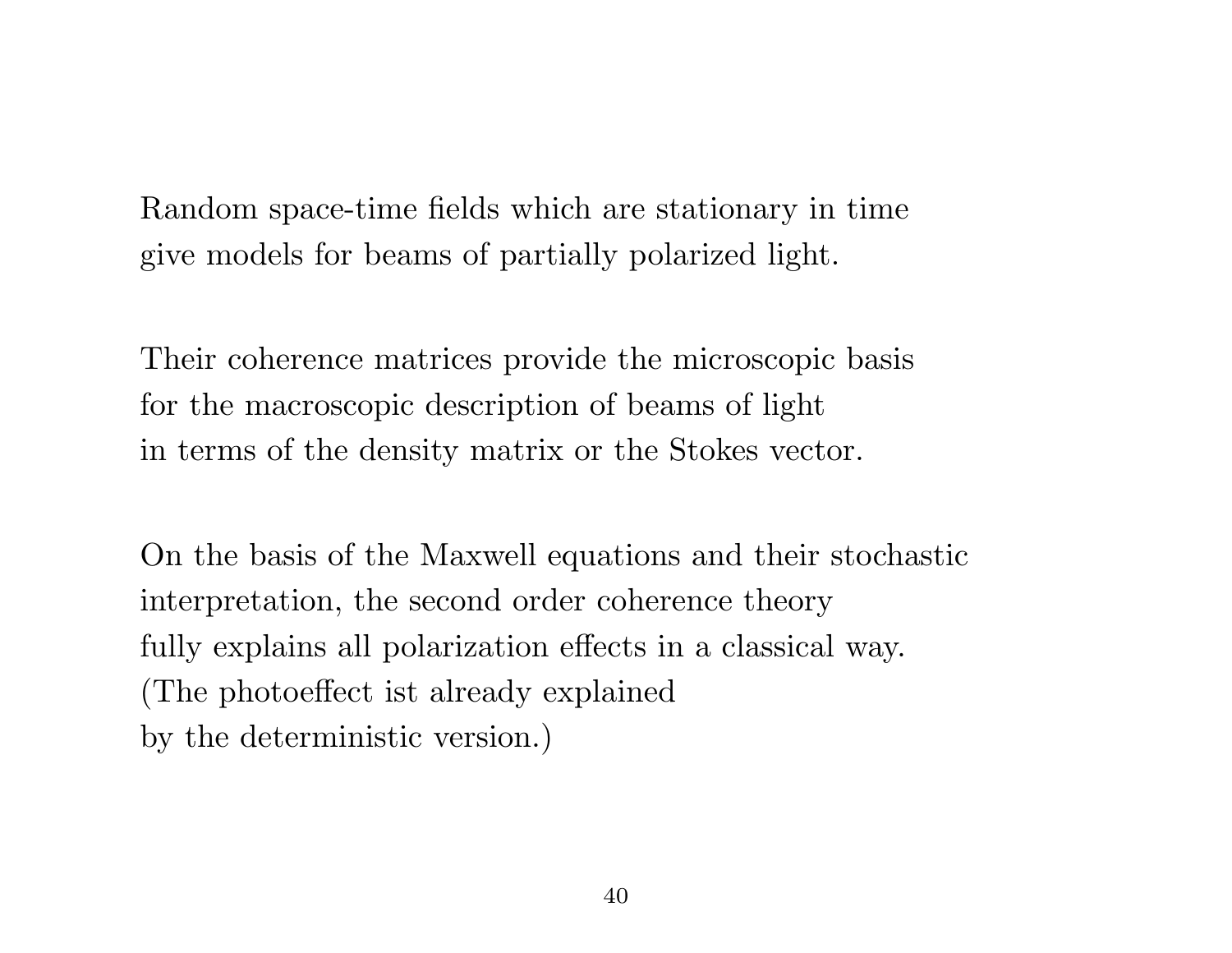Random space-time fields which are stationary in time
give models for beams of partially polarized light.

Their coherence matrices provide the microscopic basis
for the macroscopic description of beams of light
in terms of the density matrix or the Stokes vector.

On the basis of the Maxwell equations and their stochastic
interpretation, the second order coherence theory
fully explains all polarization effects in a classical way.
(The photoeffect ist already explained
by the deterministic version.)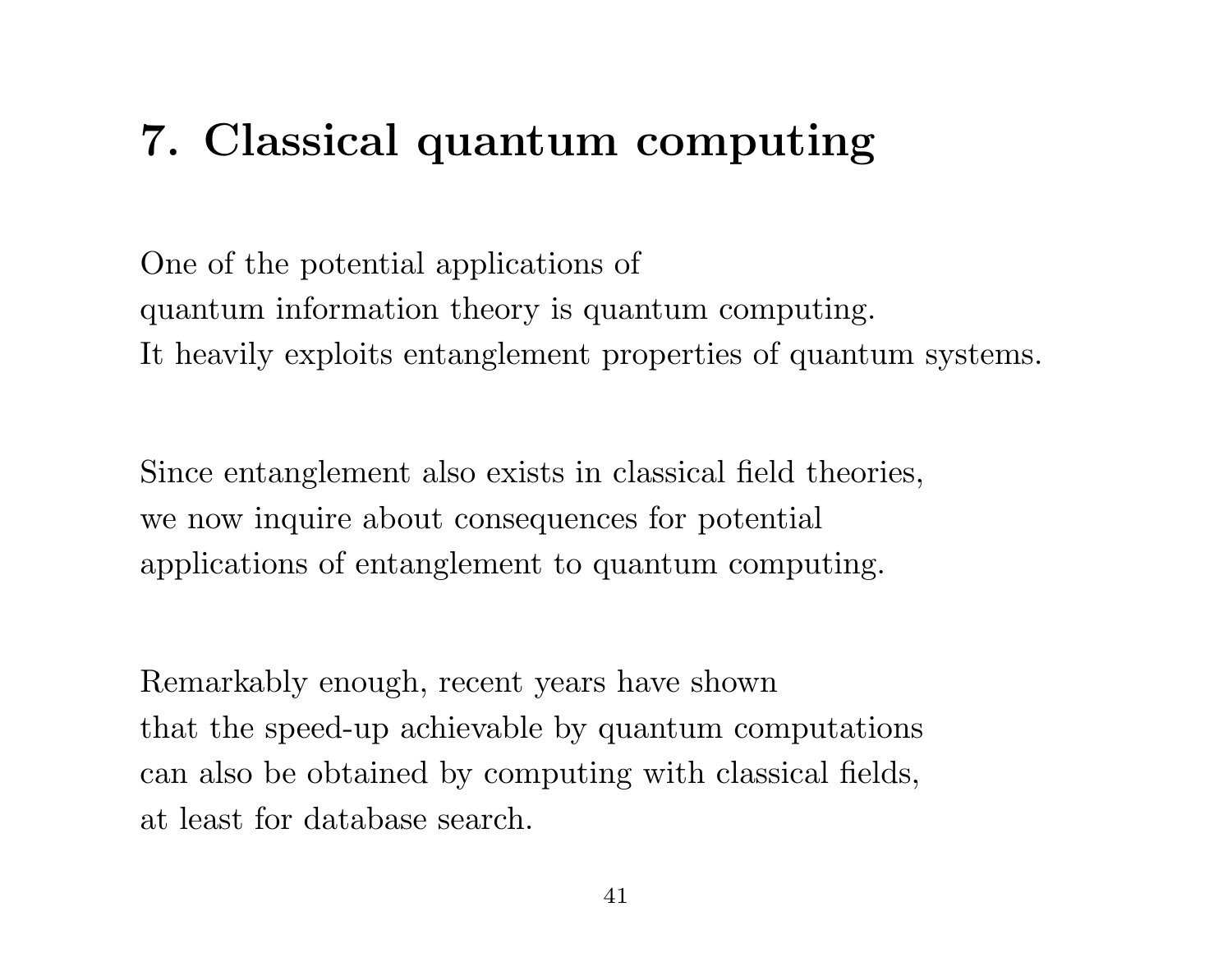# 7. Classical quantum computing

One of the potential applications of
quantum information theory is quantum computing.
It heavily exploits entanglement properties of quantum systems.

Since entanglement also exists in classical field theories,
we now inquire about consequences for potential
applications of entanglement to quantum computing.

Remarkably enough, recent years have shown
that the speed-up achievable by quantum computations
can also be obtained by computing with classical fields,
at least for database search.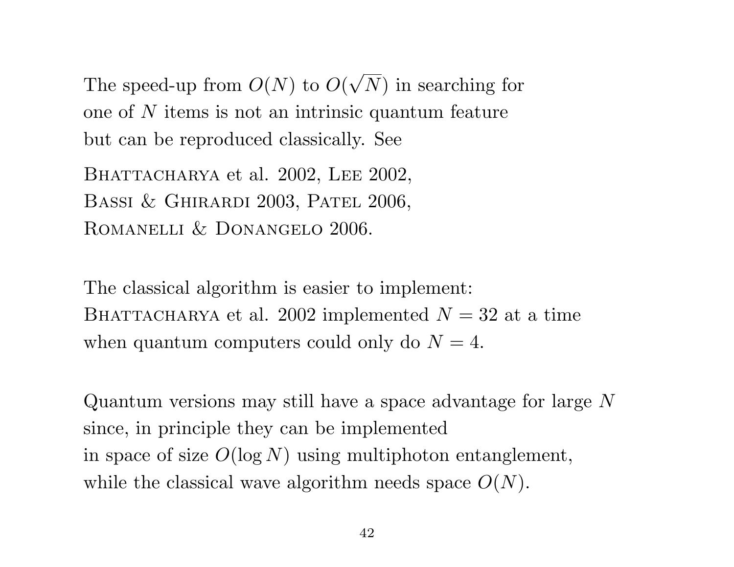The speed-up from $O(N)$ to $O(\sqrt{N})$ in searching for one of $N$ items is not an intrinsic quantum feature but can be reproduced classically. See

Bhattacharya et al. 2002, Lee 2002,
Bassi & Ghirardi 2003, Patel 2006,
Romanelli & Donangelo 2006.

The classical algorithm is easier to implement:
Bhattacharya et al. 2002 implemented $N = 32$ at a time when quantum computers could only do $N = 4$.

Quantum versions may still have a space advantage for large $N$ since, in principle they can be implemented in space of size $O(\log N)$ using multiphoton entanglement, while the classical wave algorithm needs space $O(N)$.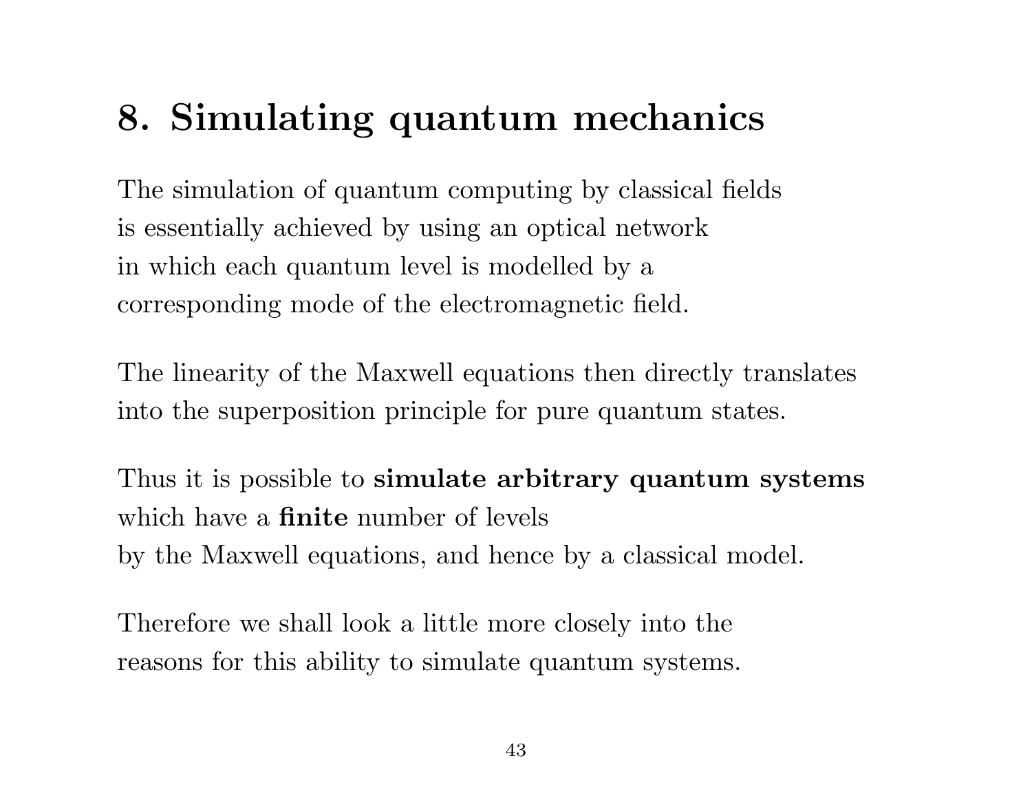# 8. Simulating quantum mechanics

The simulation of quantum computing by classical fields is essentially achieved by using an optical network in which each quantum level is modelled by a corresponding mode of the electromagnetic field.

The linearity of the Maxwell equations then directly translates into the superposition principle for pure quantum states.

Thus it is possible to **simulate arbitrary quantum systems** which have a **finite** number of levels by the Maxwell equations, and hence by a classical model.

Therefore we shall look a little more closely into the reasons for this ability to simulate quantum systems.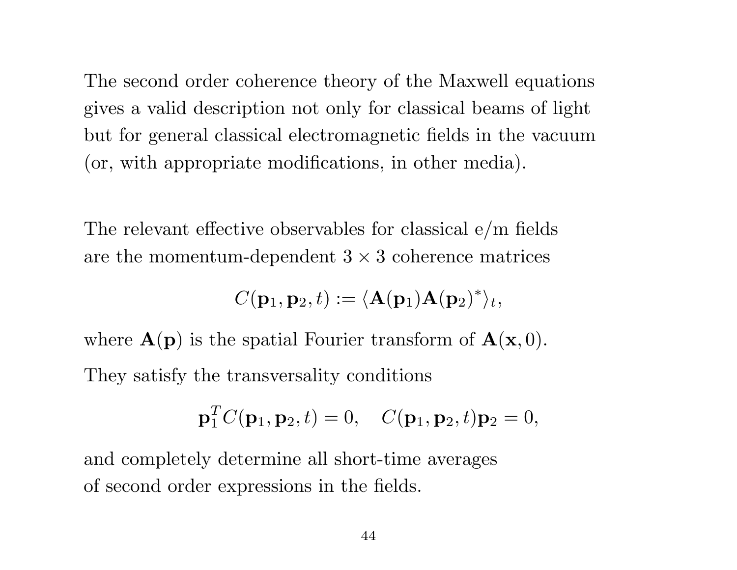The second order coherence theory of the Maxwell equations gives a valid description not only for classical beams of light but for general classical electromagnetic fields in the vacuum (or, with appropriate modifications, in other media).

The relevant effective observables for classical e/m fields are the momentum-dependent $3 \times 3$ coherence matrices

$$C(\mathbf{p}_1, \mathbf{p}_2, t) := \langle \mathbf{A}(\mathbf{p}_1)\mathbf{A}(\mathbf{p}_2)^* \rangle_t,$$

where $\mathbf{A}(\mathbf{p})$ is the spatial Fourier transform of $\mathbf{A}(\mathbf{x}, 0)$.

They satisfy the transversality conditions

$$\mathbf{p}_1^T C(\mathbf{p}_1, \mathbf{p}_2, t) = 0, \quad C(\mathbf{p}_1, \mathbf{p}_2, t)\mathbf{p}_2 = 0,$$

and completely determine all short-time averages of second order expressions in the fields.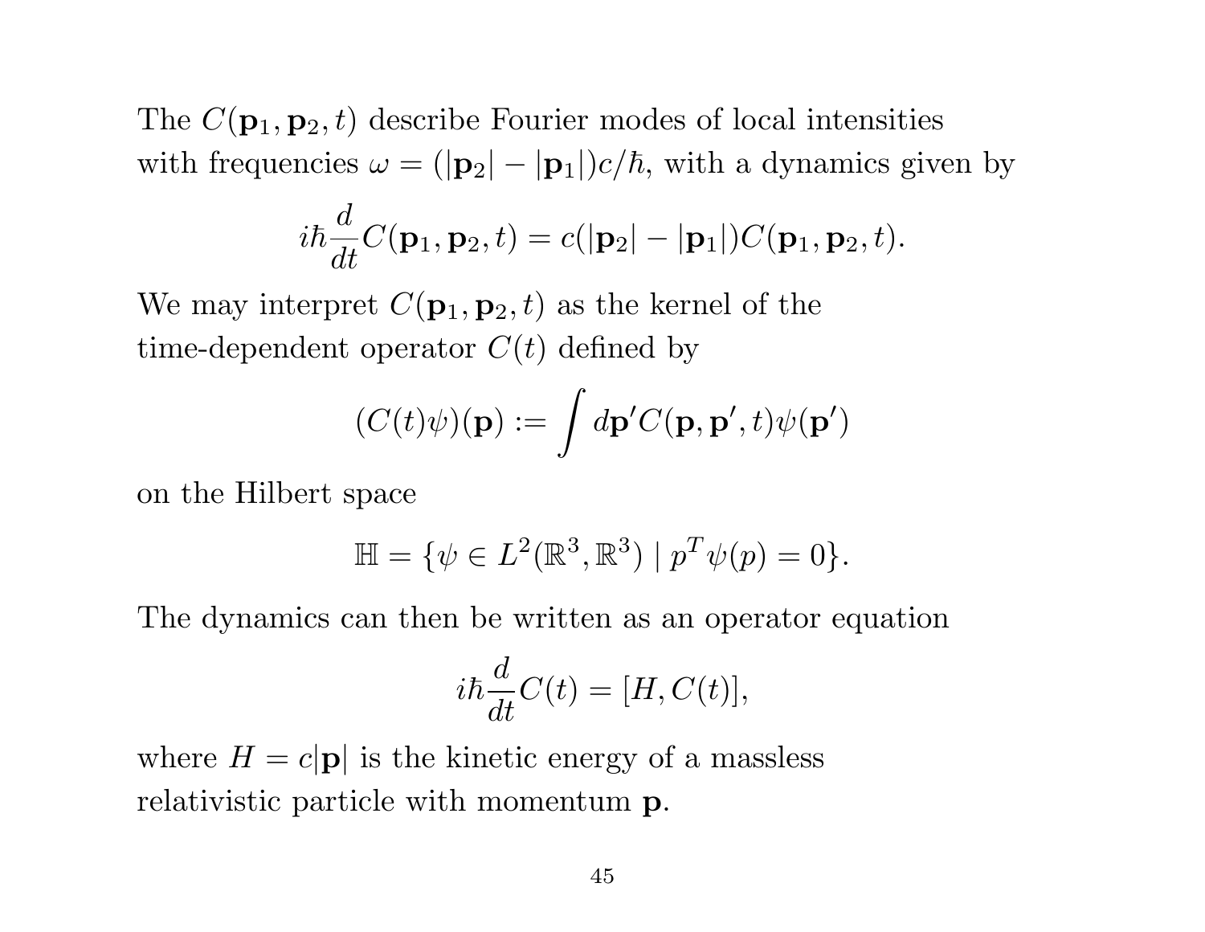The $C(\mathbf{p}_1, \mathbf{p}_2, t)$ describe Fourier modes of local intensities with frequencies $\omega = (|\mathbf{p}_2| - |\mathbf{p}_1|)c/\hbar$, with a dynamics given by

$$i\hbar \frac{d}{dt} C(\mathbf{p}_1, \mathbf{p}_2, t) = c(|\mathbf{p}_2| - |\mathbf{p}_1|) C(\mathbf{p}_1, \mathbf{p}_2, t).$$

We may interpret $C(\mathbf{p}_1, \mathbf{p}_2, t)$ as the kernel of the time-dependent operator $C(t)$ defined by

$$(C(t)\psi)(\mathbf{p}) := \int d\mathbf{p}' C(\mathbf{p}, \mathbf{p}', t) \psi(\mathbf{p}')$$

on the Hilbert space

$$\mathbb{H} = \{\psi \in L^2(\mathbb{R}^3, \mathbb{R}^3) \mid p^T \psi(p) = 0\}.$$

The dynamics can then be written as an operator equation

$$i\hbar \frac{d}{dt} C(t) = [H, C(t)],$$

where $H = c|\mathbf{p}|$ is the kinetic energy of a massless relativistic particle with momentum $\mathbf{p}$.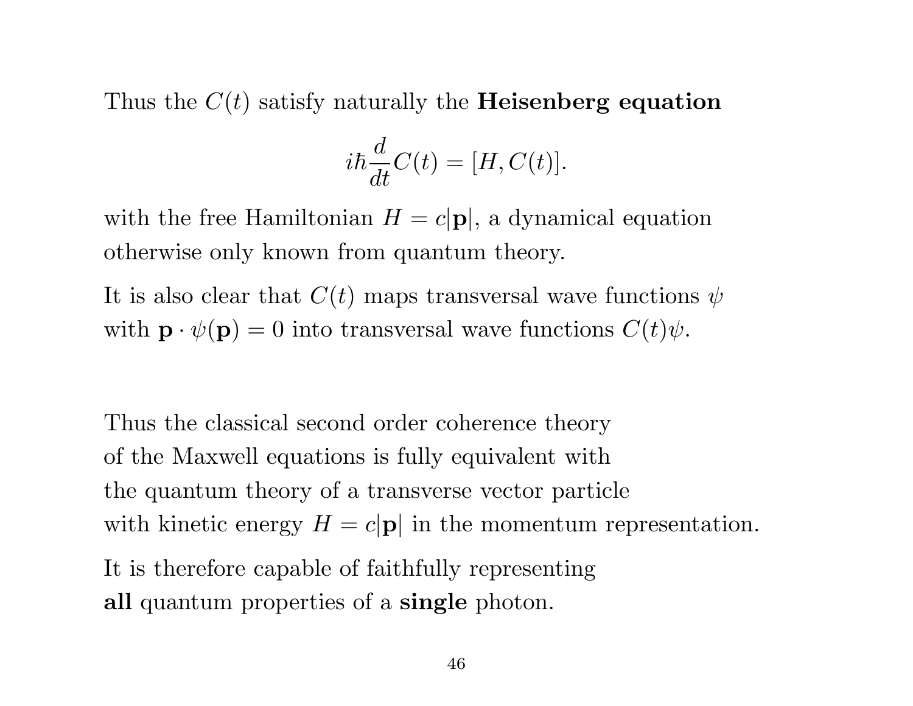Thus the $C(t)$ satisfy naturally the **Heisenberg equation**

$$i\hbar \frac{d}{dt} C(t) = [H, C(t)].$$

with the free Hamiltonian $H = c|\mathbf{p}|$, a dynamical equation otherwise only known from quantum theory.

It is also clear that $C(t)$ maps transversal wave functions $\psi$ with $\mathbf{p} \cdot \psi(\mathbf{p}) = 0$ into transversal wave functions $C(t)\psi$.

Thus the classical second order coherence theory of the Maxwell equations is fully equivalent with the quantum theory of a transverse vector particle with kinetic energy $H = c|\mathbf{p}|$ in the momentum representation.

It is therefore capable of faithfully representing **all** quantum properties of a **single** photon.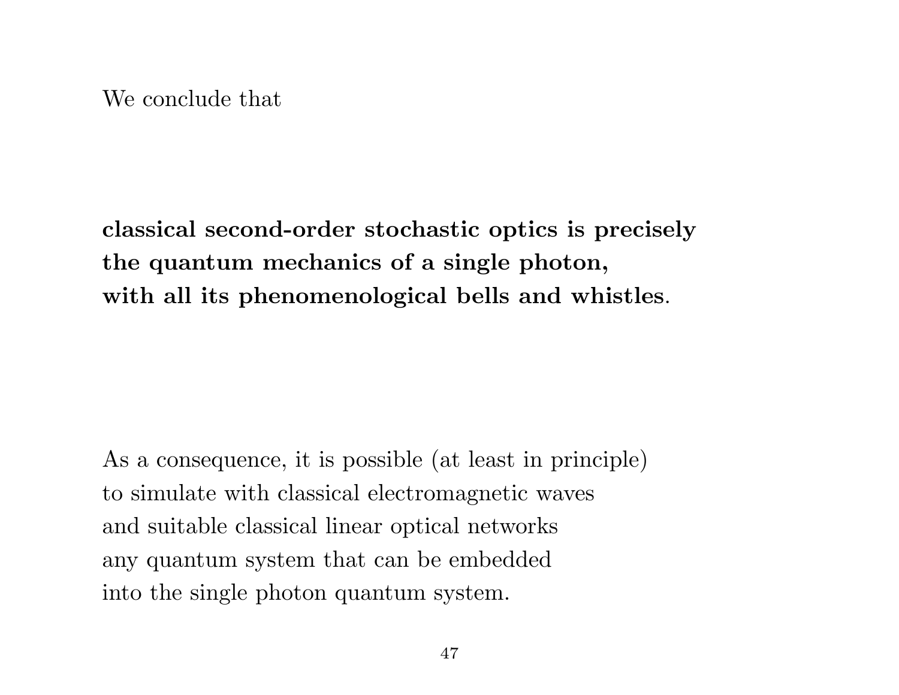We conclude that

**classical second-order stochastic optics is precisely the quantum mechanics of a single photon, with all its phenomenological bells and whistles**.

As a consequence, it is possible (at least in principle) to simulate with classical electromagnetic waves and suitable classical linear optical networks any quantum system that can be embedded into the single photon quantum system.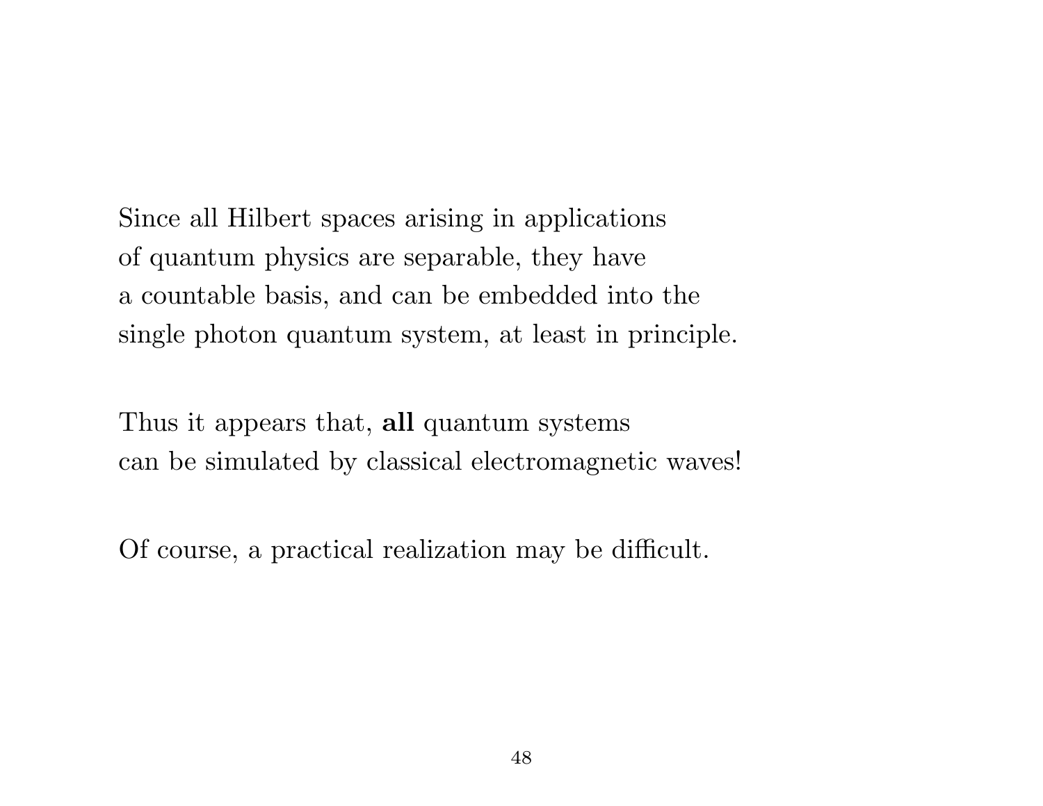Since all Hilbert spaces arising in applications of quantum physics are separable, they have a countable basis, and can be embedded into the single photon quantum system, at least in principle.

Thus it appears that, **all** quantum systems can be simulated by classical electromagnetic waves!

Of course, a practical realization may be difficult.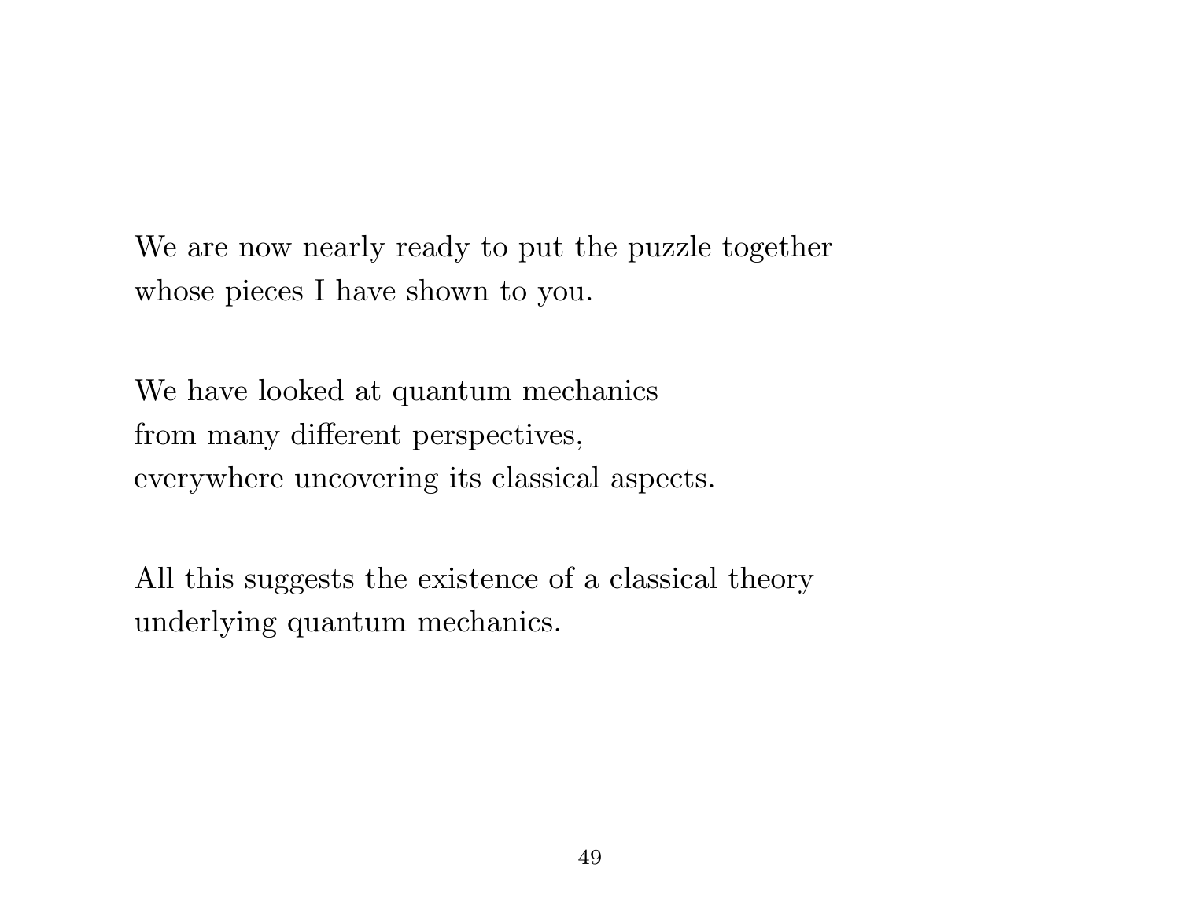We are now nearly ready to put the puzzle together
whose pieces I have shown to you.

We have looked at quantum mechanics
from many different perspectives,
everywhere uncovering its classical aspects.

All this suggests the existence of a classical theory
underlying quantum mechanics.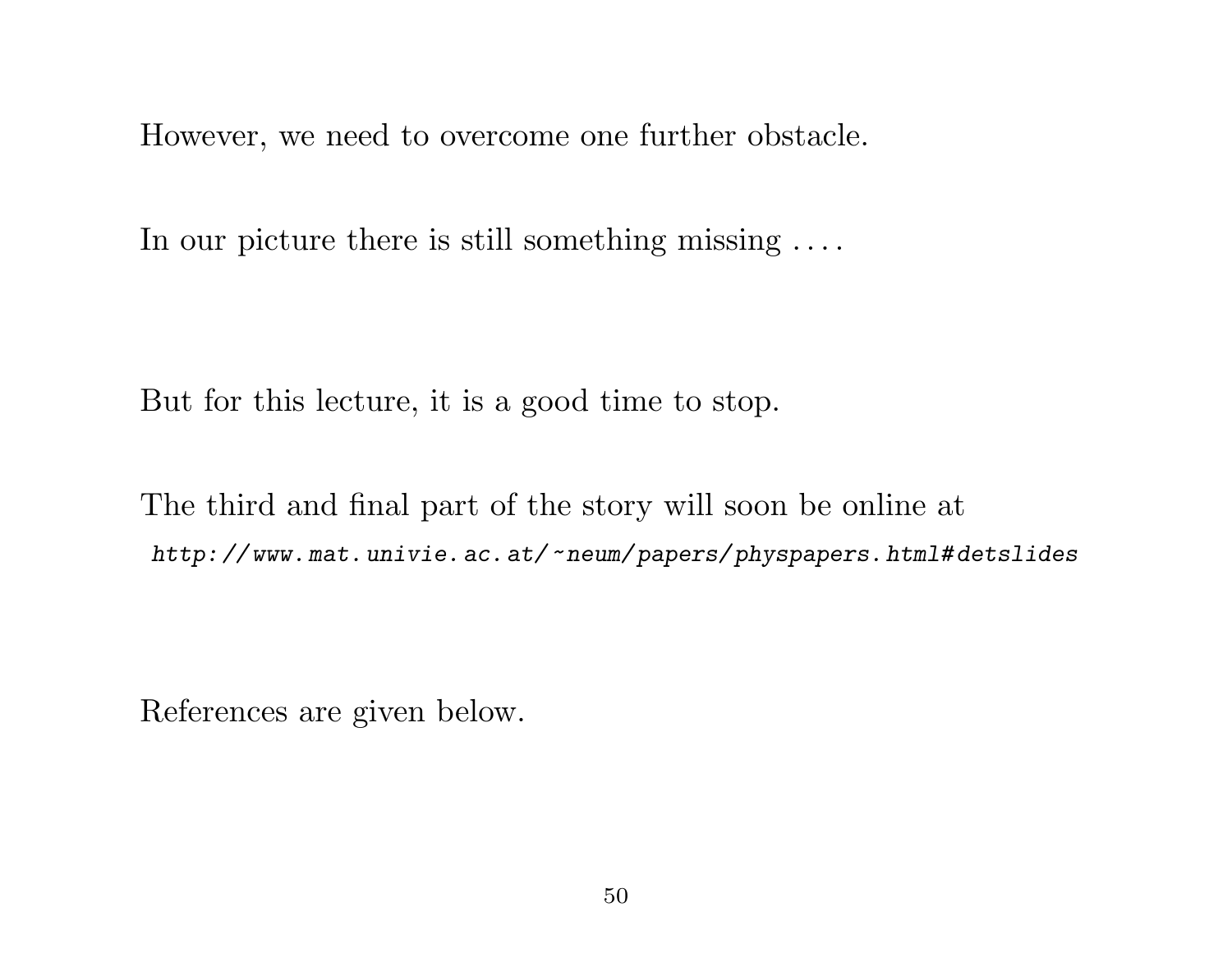However, we need to overcome one further obstacle.

In our picture there is still something missing . . . .

But for this lecture, it is a good time to stop.

The third and final part of the story will soon be online at
*http://www.mat.univie.ac.at/~neum/papers/physpapers.html#detslides*

References are given below.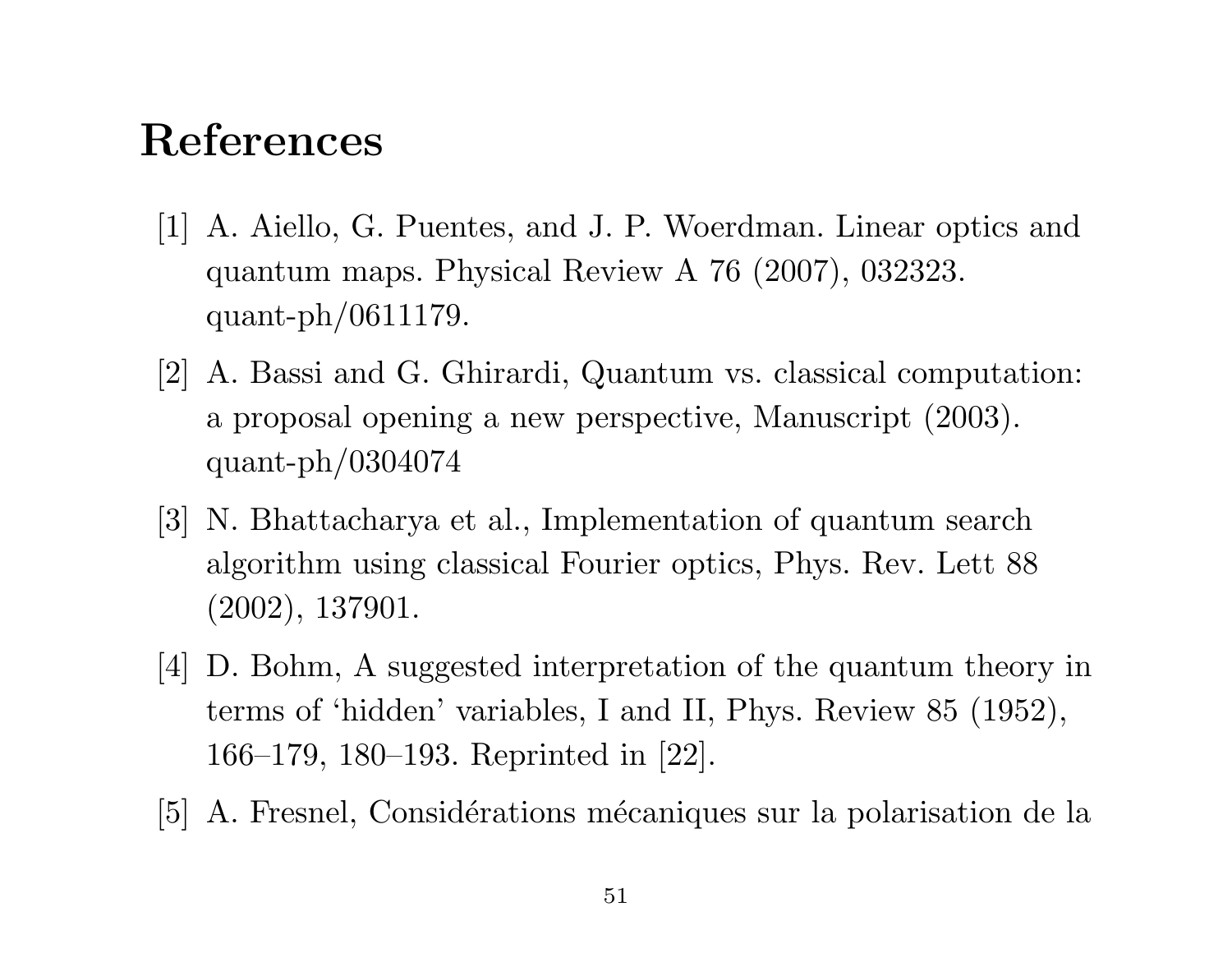# References

[1] A. Aiello, G. Puentes, and J. P. Woerdman. Linear optics and quantum maps. Physical Review A 76 (2007), 032323. quant-ph/0611179.

[2] A. Bassi and G. Ghirardi, Quantum vs. classical computation: a proposal opening a new perspective, Manuscript (2003). quant-ph/0304074

[3] N. Bhattacharya et al., Implementation of quantum search algorithm using classical Fourier optics, Phys. Rev. Lett 88 (2002), 137901.

[4] D. Bohm, A suggested interpretation of the quantum theory in terms of 'hidden' variables, I and II, Phys. Review 85 (1952), 166–179, 180–193. Reprinted in [22].

[5] A. Fresnel, Considérations mécaniques sur la polarisation de la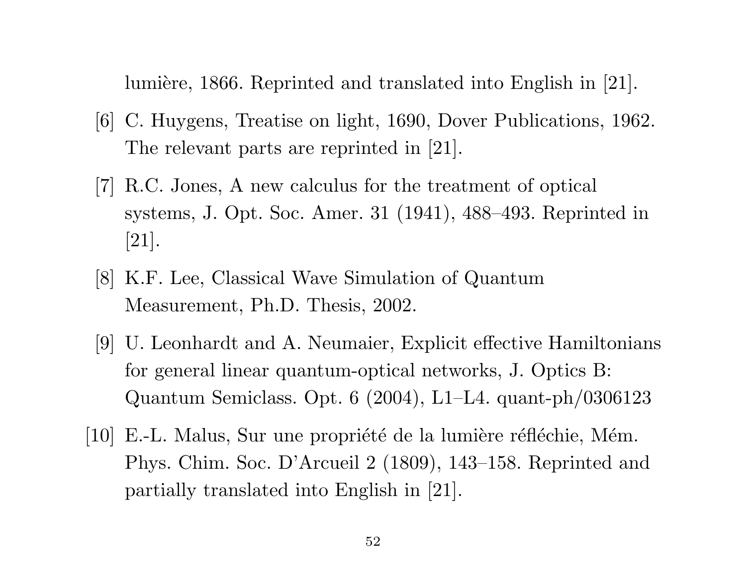lumière, 1866. Reprinted and translated into English in [21].

[6] C. Huygens, Treatise on light, 1690, Dover Publications, 1962. The relevant parts are reprinted in [21].

[7] R.C. Jones, A new calculus for the treatment of optical systems, J. Opt. Soc. Amer. 31 (1941), 488–493. Reprinted in [21].

[8] K.F. Lee, Classical Wave Simulation of Quantum Measurement, Ph.D. Thesis, 2002.

[9] U. Leonhardt and A. Neumaier, Explicit effective Hamiltonians for general linear quantum-optical networks, J. Optics B: Quantum Semiclass. Opt. 6 (2004), L1–L4. quant-ph/0306123

[10] E.-L. Malus, Sur une propriété de la lumière réfléchie, Mém. Phys. Chim. Soc. D'Arcueil 2 (1809), 143–158. Reprinted and partially translated into English in [21].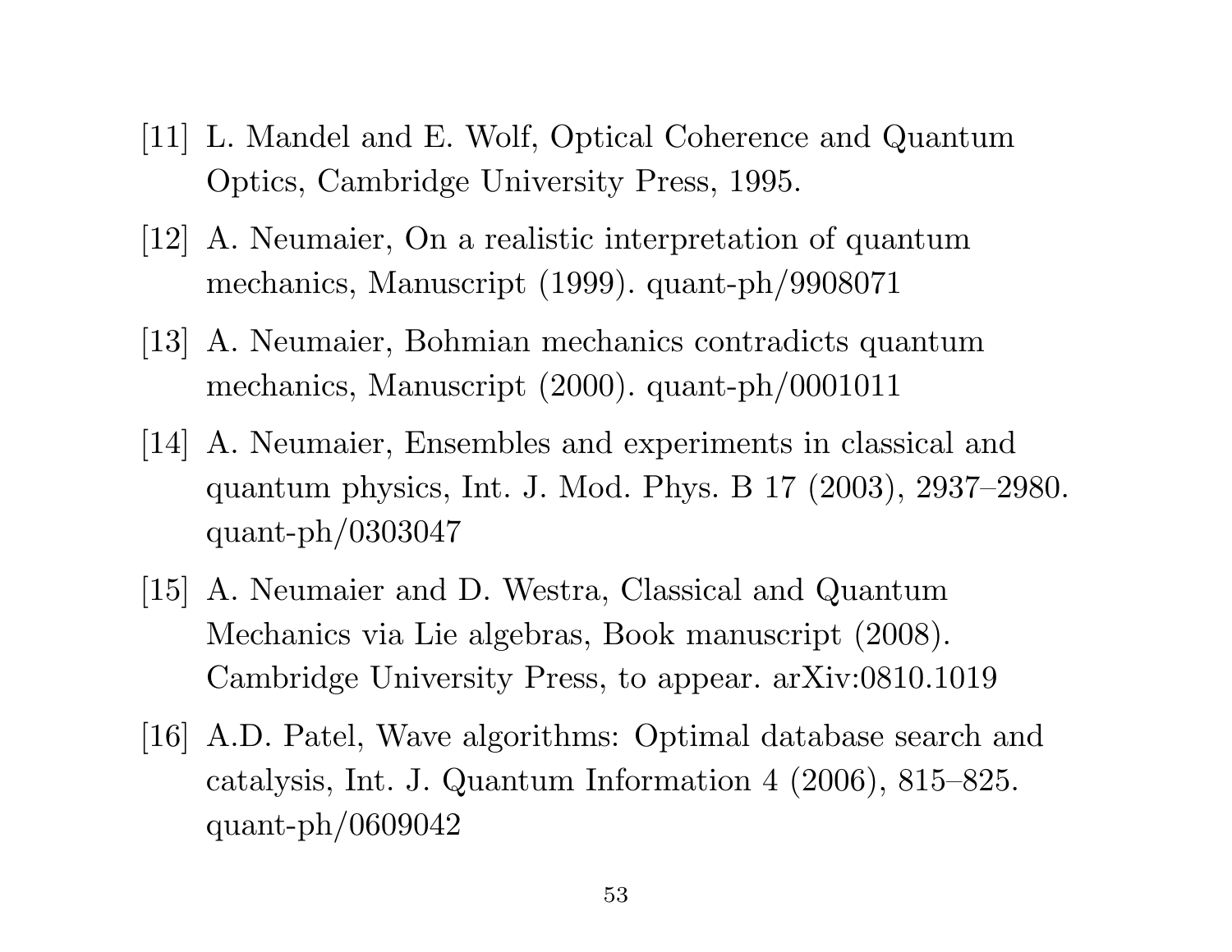[11] L. Mandel and E. Wolf, Optical Coherence and Quantum Optics, Cambridge University Press, 1995.

[12] A. Neumaier, On a realistic interpretation of quantum mechanics, Manuscript (1999). quant-ph/9908071

[13] A. Neumaier, Bohmian mechanics contradicts quantum mechanics, Manuscript (2000). quant-ph/0001011

[14] A. Neumaier, Ensembles and experiments in classical and quantum physics, Int. J. Mod. Phys. B 17 (2003), 2937–2980. quant-ph/0303047

[15] A. Neumaier and D. Westra, Classical and Quantum Mechanics via Lie algebras, Book manuscript (2008). Cambridge University Press, to appear. arXiv:0810.1019

[16] A.D. Patel, Wave algorithms: Optimal database search and catalysis, Int. J. Quantum Information 4 (2006), 815–825. quant-ph/0609042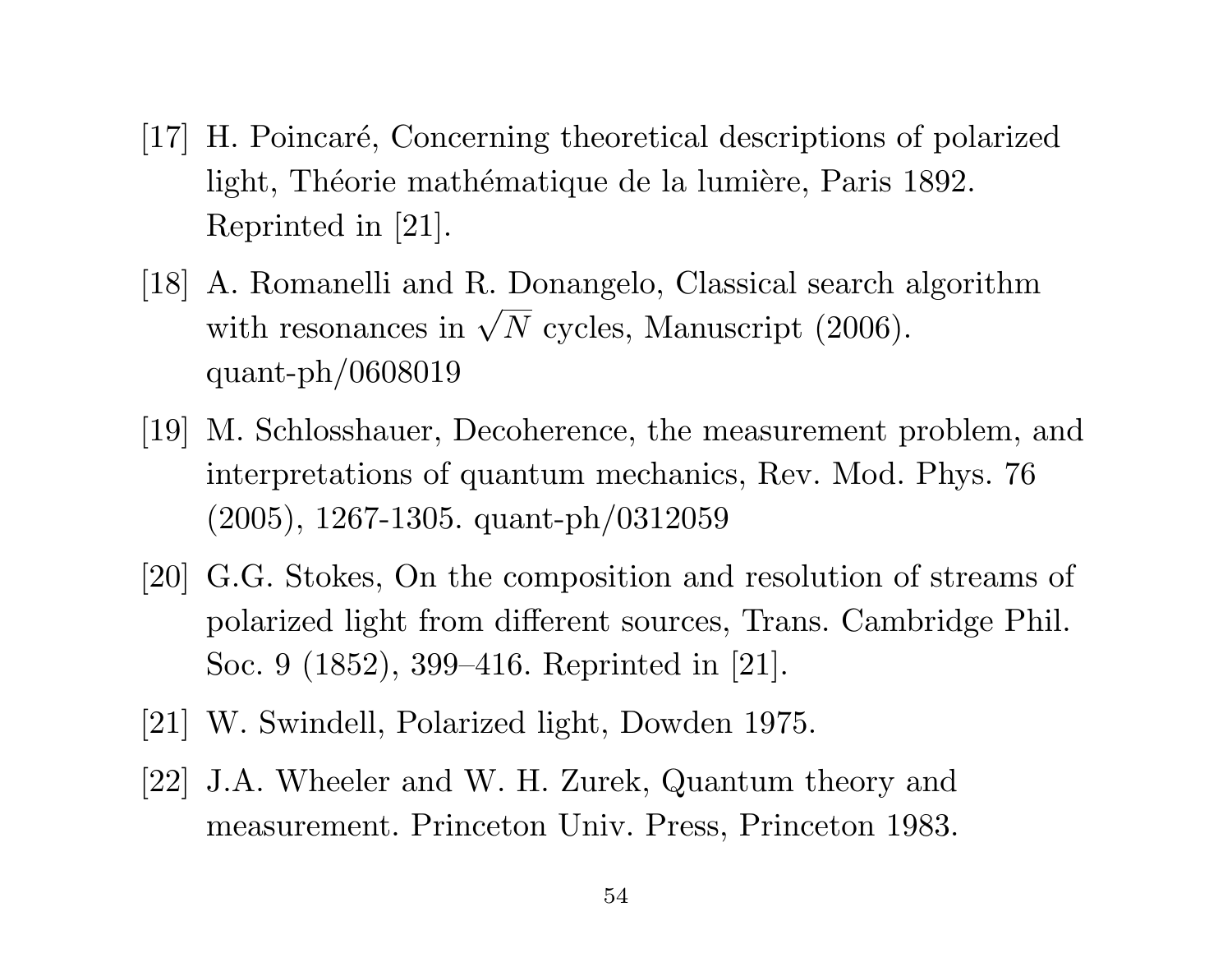[17] H. Poincaré, Concerning theoretical descriptions of polarized light, Théorie mathématique de la lumière, Paris 1892. Reprinted in [21].

[18] A. Romanelli and R. Donangelo, Classical search algorithm with resonances in $\sqrt{N}$ cycles, Manuscript (2006). quant-ph/0608019

[19] M. Schlosshauer, Decoherence, the measurement problem, and interpretations of quantum mechanics, Rev. Mod. Phys. 76 (2005), 1267-1305. quant-ph/0312059

[20] G.G. Stokes, On the composition and resolution of streams of polarized light from different sources, Trans. Cambridge Phil. Soc. 9 (1852), 399–416. Reprinted in [21].

[21] W. Swindell, Polarized light, Dowden 1975.

[22] J.A. Wheeler and W. H. Zurek, Quantum theory and measurement. Princeton Univ. Press, Princeton 1983.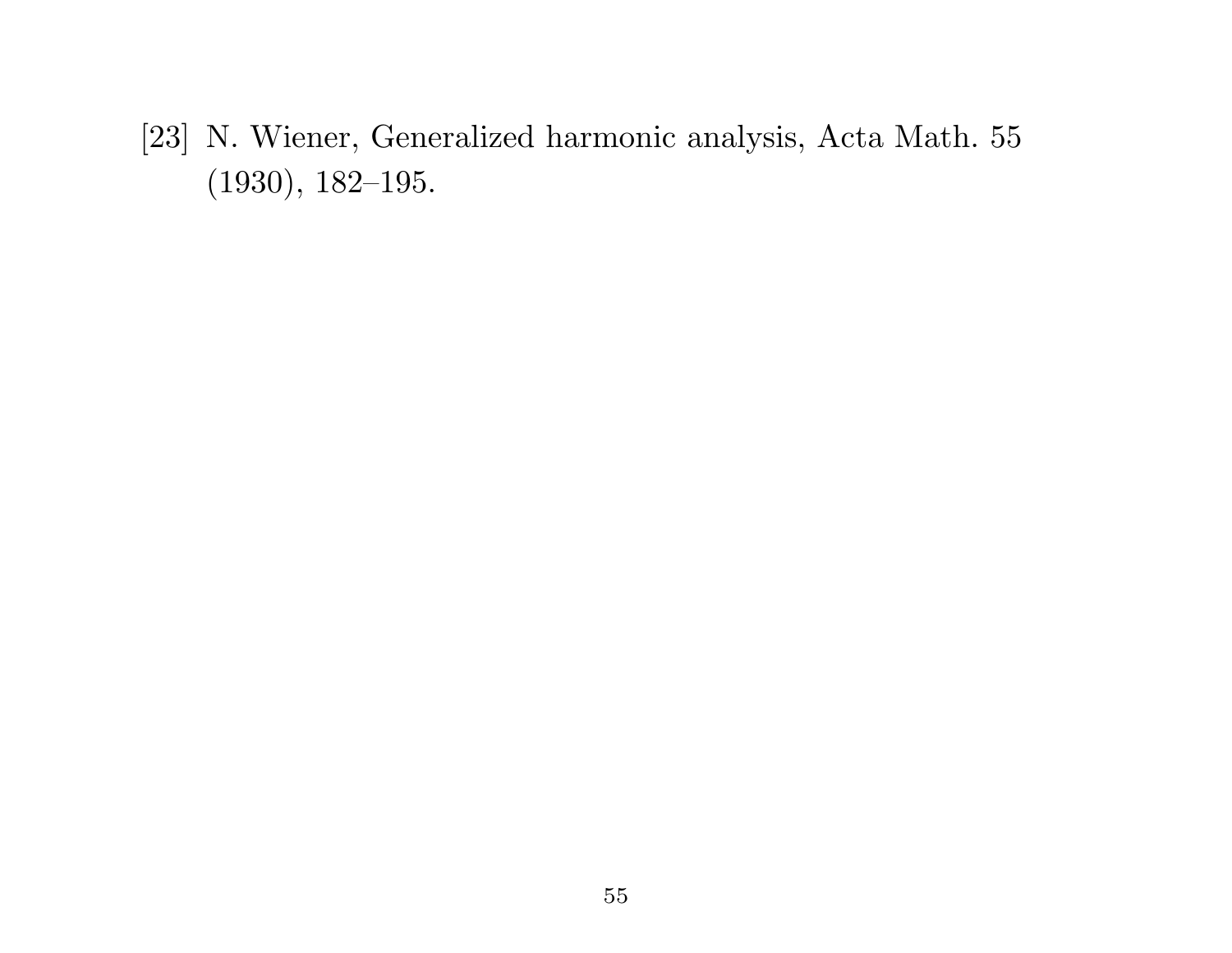[23] N. Wiener, Generalized harmonic analysis, Acta Math. 55 (1930), 182–195.